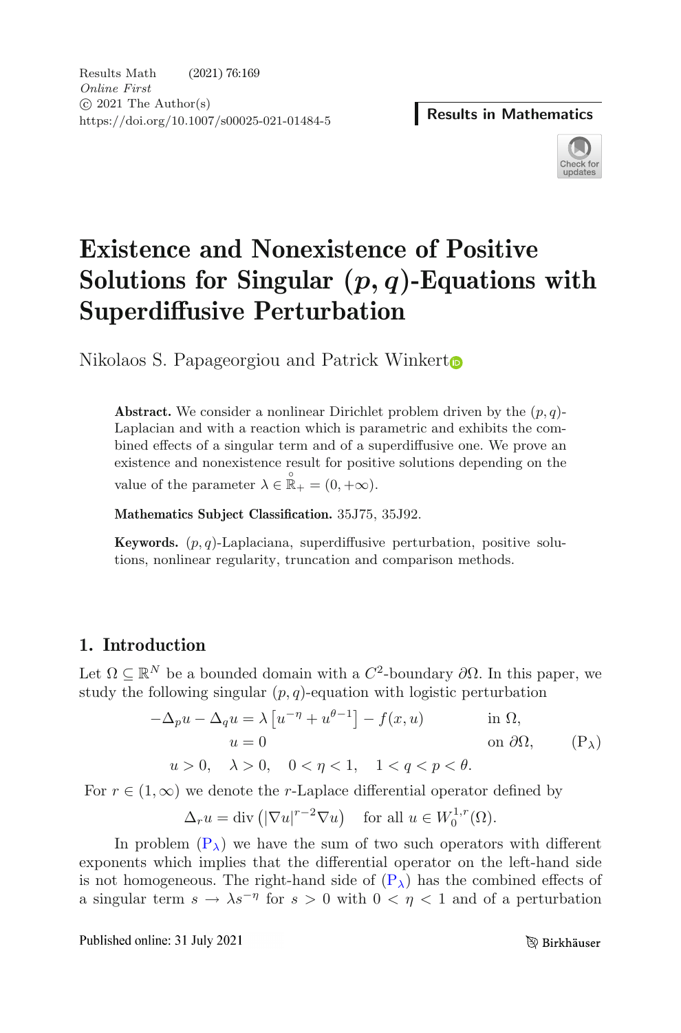# Existence and Nonexistence of Positive Solutions for Singular $(p,q)$-Equations with Superdiffusive Perturbation

Nikolaos S. Papageorgiou and Patrick Winkert

**Abstract.** We consider a nonlinear Dirichlet problem driven by the $(p,q)$-Laplacian and with a reaction which is parametric and exhibits the combined effects of a singular term and of a superdiffusive one. We prove an existence and nonexistence result for positive solutions depending on the value of the parameter $\lambda \in \mathring{\mathbb{R}}_+ = (0,+\infty)$.

**Mathematics Subject Classification.** 35J75, 35J92.

**Keywords.** $(p,q)$-Laplaciana, superdiffusive perturbation, positive solutions, nonlinear regularity, truncation and comparison methods.

## 1. Introduction

Let $\Omega \subseteq \mathbb{R}^N$ be a bounded domain with a $C^2$-boundary $\partial\Omega$. In this paper, we study the following singular $(p,q)$-equation with logistic perturbation

$$
\begin{aligned}
-\Delta_p u - \Delta_q u &= \lambda \left[u^{-\eta} + u^{\theta-1}\right] - f(x,u) \qquad && \text{in } \Omega,\\
u &= 0 && \text{on } \partial\Omega, \qquad (\mathrm{P}_\lambda)\\
u > 0, \quad \lambda > 0, & \quad 0<\eta<1, \quad 1<q<p<\theta.
\end{aligned}
$$

For $r \in (1,\infty)$ we denote the $r$-Laplace differential operator defined by

$$
\Delta_r u = \operatorname{div}\left(|\nabla u|^{r-2}\nabla u\right) \quad \text{for all } u \in W_0^{1,r}(\Omega).
$$

In problem $(\mathrm{P}_\lambda)$ we have the sum of two such operators with different exponents which implies that the differential operator on the left-hand side is not homogeneous. The right-hand side of $(\mathrm{P}_\lambda)$ has the combined effects of a singular term $s \to \lambda s^{-\eta}$ for $s>0$ with $0<\eta<1$ and of a perturbation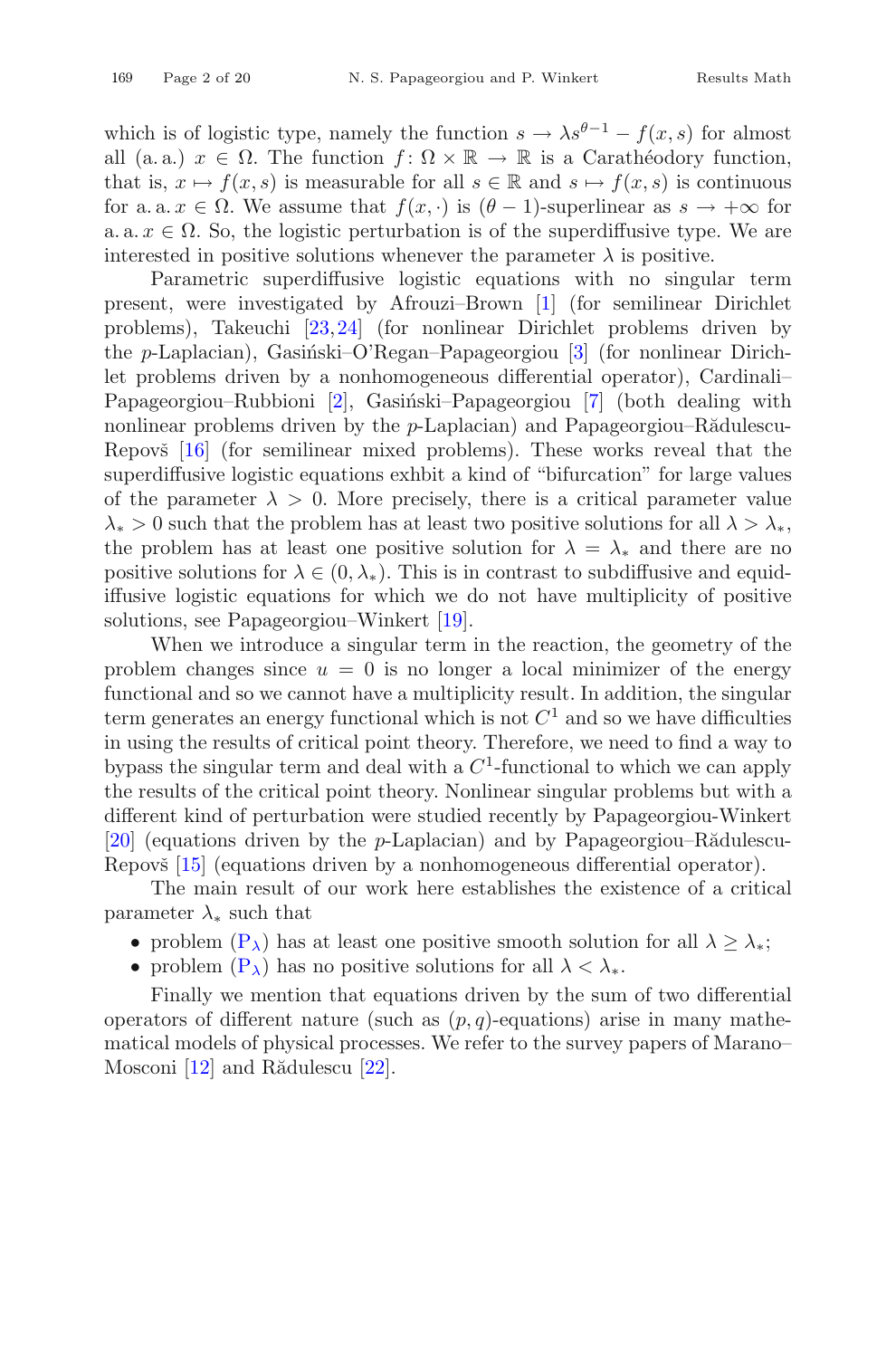which is of logistic type, namely the function $s \to \lambda s^{\theta-1} - f(x,s)$ for almost all (a. a.) $x \in \Omega$. The function $f\colon \Omega \times \mathbb{R} \to \mathbb{R}$ is a Carathéodory function, that is, $x \mapsto f(x,s)$ is measurable for all $s \in \mathbb{R}$ and $s \mapsto f(x,s)$ is continuous for a. a. $x \in \Omega$. We assume that $f(x,\cdot)$ is $(\theta-1)$-superlinear as $s \to +\infty$ for a. a. $x \in \Omega$. So, the logistic perturbation is of the superdiffusive type. We are interested in positive solutions whenever the parameter $\lambda$ is positive.

Parametric superdiffusive logistic equations with no singular term present, were investigated by Afrouzi–Brown [1] (for semilinear Dirichlet problems), Takeuchi [23,24] (for nonlinear Dirichlet problems driven by the $p$-Laplacian), Gasiński–O'Regan–Papageorgiou [3] (for nonlinear Dirichlet problems driven by a nonhomogeneous differential operator), Cardinali–Papageorgiou–Rubbioni [2], Gasiński–Papageorgiou [7] (both dealing with nonlinear problems driven by the $p$-Laplacian) and Papageorgiou–Rădulescu-Repovš [16] (for semilinear mixed problems). These works reveal that the superdiffusive logistic equations exhbit a kind of "bifurcation" for large values of the parameter $\lambda > 0$. More precisely, there is a critical parameter value $\lambda_* > 0$ such that the problem has at least two positive solutions for all $\lambda > \lambda_*$, the problem has at least one positive solution for $\lambda = \lambda_*$ and there are no positive solutions for $\lambda \in (0, \lambda_*)$. This is in contrast to subdiffusive and equidiffusive logistic equations for which we do not have multiplicity of positive solutions, see Papageorgiou–Winkert [19].

When we introduce a singular term in the reaction, the geometry of the problem changes since $u = 0$ is no longer a local minimizer of the energy functional and so we cannot have a multiplicity result. In addition, the singular term generates an energy functional which is not $C^1$ and so we have difficulties in using the results of critical point theory. Therefore, we need to find a way to bypass the singular term and deal with a $C^1$-functional to which we can apply the results of the critical point theory. Nonlinear singular problems but with a different kind of perturbation were studied recently by Papageorgiou-Winkert [20] (equations driven by the $p$-Laplacian) and by Papageorgiou–Rădulescu-Repovš [15] (equations driven by a nonhomogeneous differential operator).

The main result of our work here establishes the existence of a critical parameter $\lambda_*$ such that

- problem ($\mathrm{P}_\lambda$) has at least one positive smooth solution for all $\lambda \geq \lambda_*$;
- problem ($\mathrm{P}_\lambda$) has no positive solutions for all $\lambda < \lambda_*$.

Finally we mention that equations driven by the sum of two differential operators of different nature (such as $(p,q)$-equations) arise in many mathematical models of physical processes. We refer to the survey papers of Marano–Mosconi [12] and Rădulescu [22].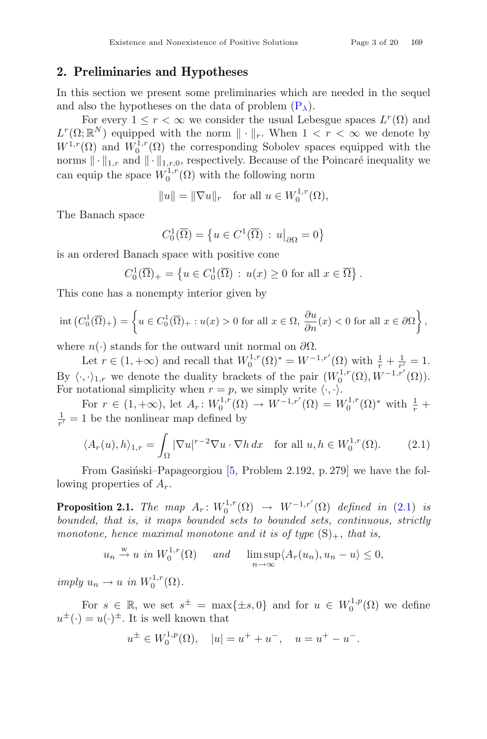## 2. Preliminaries and Hypotheses

In this section we present some preliminaries which are needed in the sequel and also the hypotheses on the data of problem ($P_\lambda$).

For every $1 \leq r < \infty$ we consider the usual Lebesgue spaces $L^r(\Omega)$ and $L^r(\Omega;\mathbb{R}^N)$ equipped with the norm $\|\cdot\|_r$. When $1 < r < \infty$ we denote by $W^{1,r}(\Omega)$ and $W_0^{1,r}(\Omega)$ the corresponding Sobolev spaces equipped with the norms $\|\cdot\|_{1,r}$ and $\|\cdot\|_{1,r,0}$, respectively. Because of the Poincaré inequality we can equip the space $W_0^{1,r}(\Omega)$ with the following norm

$$\|u\| = \|\nabla u\|_r \quad \text{for all } u \in W_0^{1,r}(\Omega),$$

The Banach space

$$C_0^1(\overline{\Omega}) = \left\{u \in C^1(\overline{\Omega}) \,:\, u\big|_{\partial\Omega} = 0\right\}$$

is an ordered Banach space with positive cone

$$C_0^1(\overline{\Omega})_+ = \left\{u \in C_0^1(\overline{\Omega}) \,:\, u(x) \geq 0 \text{ for all } x \in \overline{\Omega}\right\}.$$

This cone has a nonempty interior given by

$$\operatorname{int}\left(C_0^1(\overline{\Omega})_+\right) = \left\{u \in C_0^1(\overline{\Omega})_+ : u(x) > 0 \text{ for all } x \in \Omega,\, \frac{\partial u}{\partial n}(x) < 0 \text{ for all } x \in \partial\Omega\right\},$$

where $n(\cdot)$ stands for the outward unit normal on $\partial\Omega$.

Let $r \in (1,+\infty)$ and recall that $W_0^{1,r}(\Omega)^* = W^{-1,r'}(\Omega)$ with $\frac{1}{r} + \frac{1}{r'} = 1$. By $\langle\cdot,\cdot\rangle_{1,r}$ we denote the duality brackets of the pair $(W_0^{1,r}(\Omega), W^{-1,r'}(\Omega))$. For notational simplicity when $r = p$, we simply write $\langle\cdot,\cdot\rangle$.

For $r \in (1,+\infty)$, let $A_r \colon W_0^{1,r}(\Omega) \to W^{-1,r'}(\Omega) = W_0^{1,r}(\Omega)^*$ with $\frac{1}{r} + \frac{1}{r'} = 1$ be the nonlinear map defined by

$$\langle A_r(u), h\rangle_{1,r} = \int_\Omega |\nabla u|^{r-2}\nabla u \cdot \nabla h \, dx \quad \text{for all } u, h \in W_0^{1,r}(\Omega). \tag{2.1}$$

From Gasiński–Papageorgiou [5, Problem 2.192, p. 279] we have the following properties of $A_r$.

**Proposition 2.1.** *The map $A_r \colon W_0^{1,r}(\Omega) \to W^{-1,r'}(\Omega)$ defined in (2.1) is bounded, that is, it maps bounded sets to bounded sets, continuous, strictly monotone, hence maximal monotone and it is of type $(\mathrm{S})_+$, that is,*

$$u_n \overset{\mathrm{w}}{\to} u \text{ in } W_0^{1,r}(\Omega) \quad \text{and} \quad \limsup_{n\to\infty}\langle A_r(u_n), u_n - u\rangle \leq 0,$$

*imply $u_n \to u$ in $W_0^{1,r}(\Omega)$.*

For $s \in \mathbb{R}$, we set $s^\pm = \max\{\pm s, 0\}$ and for $u \in W_0^{1,p}(\Omega)$ we define $u^\pm(\cdot) = u(\cdot)^\pm$. It is well known that

$$u^\pm \in W_0^{1,p}(\Omega), \quad |u| = u^+ + u^-, \quad u = u^+ - u^-.$$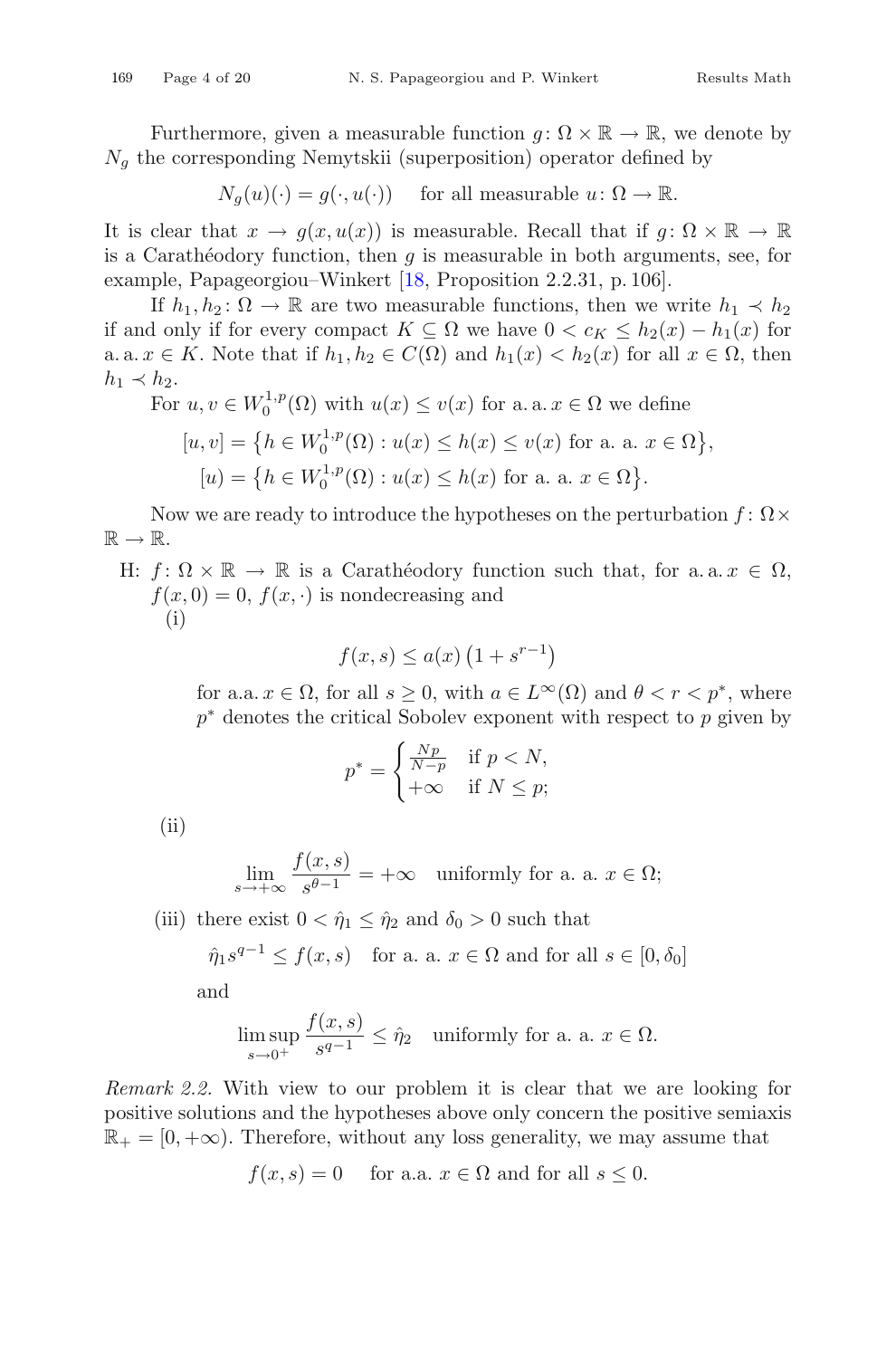Furthermore, given a measurable function $g\colon \Omega \times \mathbb{R} \to \mathbb{R}$, we denote by $N_g$ the corresponding Nemytskii (superposition) operator defined by

$$N_g(u)(\cdot) = g(\cdot, u(\cdot)) \quad \text{for all measurable } u\colon \Omega \to \mathbb{R}.$$

It is clear that $x \to g(x, u(x))$ is measurable. Recall that if $g\colon \Omega \times \mathbb{R} \to \mathbb{R}$ is a Carathéodory function, then $g$ is measurable in both arguments, see, for example, Papageorgiou–Winkert [18, Proposition 2.2.31, p. 106].

If $h_1, h_2\colon \Omega \to \mathbb{R}$ are two measurable functions, then we write $h_1 \prec h_2$ if and only if for every compact $K \subseteq \Omega$ we have $0 < c_K \leq h_2(x) - h_1(x)$ for a. a. $x \in K$. Note that if $h_1, h_2 \in C(\Omega)$ and $h_1(x) < h_2(x)$ for all $x \in \Omega$, then $h_1 \prec h_2$.

For $u, v \in W_0^{1,p}(\Omega)$ with $u(x) \leq v(x)$ for a. a. $x \in \Omega$ we define

$$[u, v] = \left\{h \in W_0^{1,p}(\Omega) : u(x) \leq h(x) \leq v(x) \text{ for a. a. } x \in \Omega\right\},$$
$$[u) = \left\{h \in W_0^{1,p}(\Omega) : u(x) \leq h(x) \text{ for a. a. } x \in \Omega\right\}.$$

Now we are ready to introduce the hypotheses on the perturbation $f\colon \Omega \times \mathbb{R} \to \mathbb{R}$.

H: $f\colon \Omega \times \mathbb{R} \to \mathbb{R}$ is a Carathéodory function such that, for a. a. $x \in \Omega$, $f(x, 0) = 0$, $f(x, \cdot)$ is nondecreasing and

(i)
$$f(x, s) \leq a(x)\left(1 + s^{r-1}\right)$$
for a.a. $x \in \Omega$, for all $s \geq 0$, with $a \in L^\infty(\Omega)$ and $\theta < r < p^*$, where $p^*$ denotes the critical Sobolev exponent with respect to $p$ given by
$$p^* = \begin{cases} \frac{Np}{N-p} & \text{if } p < N, \\ +\infty & \text{if } N \leq p; \end{cases}$$

(ii)
$$\lim_{s \to +\infty} \frac{f(x, s)}{s^{\theta - 1}} = +\infty \quad \text{uniformly for a. a. } x \in \Omega;$$

(iii) there exist $0 < \hat{\eta}_1 \leq \hat{\eta}_2$ and $\delta_0 > 0$ such that
$$\hat{\eta}_1 s^{q-1} \leq f(x, s) \quad \text{for a. a. } x \in \Omega \text{ and for all } s \in [0, \delta_0]$$
and
$$\limsup_{s \to 0^+} \frac{f(x, s)}{s^{q-1}} \leq \hat{\eta}_2 \quad \text{uniformly for a. a. } x \in \Omega.$$

*Remark 2.2.* With view to our problem it is clear that we are looking for positive solutions and the hypotheses above only concern the positive semiaxis $\mathbb{R}_+ = [0, +\infty)$. Therefore, without any loss generality, we may assume that

$$f(x, s) = 0 \quad \text{for a.a. } x \in \Omega \text{ and for all } s \leq 0.$$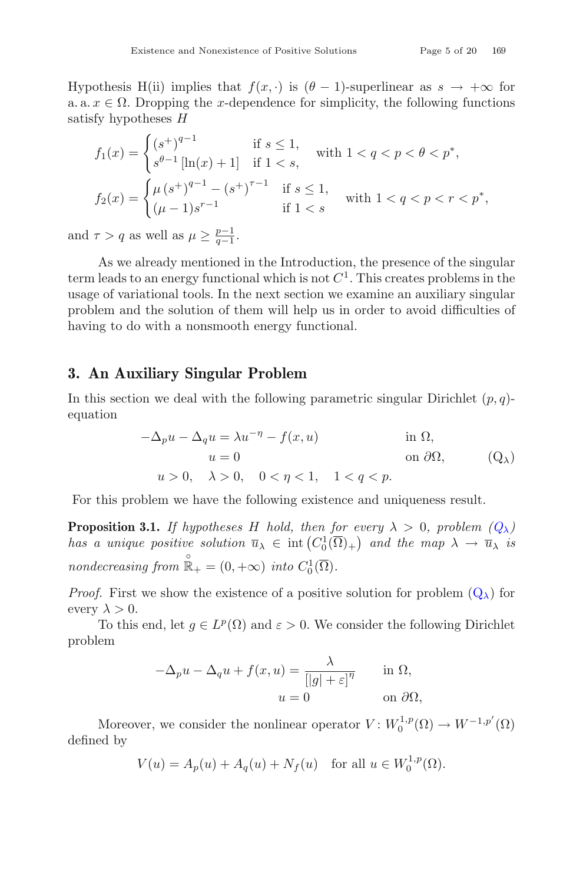Hypothesis H(ii) implies that $f(x, \cdot)$ is $(\theta - 1)$-superlinear as $s \to +\infty$ for a. a. $x \in \Omega$. Dropping the $x$-dependence for simplicity, the following functions satisfy hypotheses $H$

$$
f_1(x) = \begin{cases} (s^+)^{q-1} & \text{if } s \leq 1, \\ s^{\theta-1}\left[\ln(x) + 1\right] & \text{if } 1 < s, \end{cases} \quad \text{with } 1 < q < p < \theta < p^*,
$$

$$
f_2(x) = \begin{cases} \mu\,(s^+)^{q-1} - (s^+)^{\tau-1} & \text{if } s \leq 1, \\ (\mu - 1)s^{r-1} & \text{if } 1 < s \end{cases} \quad \text{with } 1 < q < p < r < p^*,
$$

and $\tau > q$ as well as $\mu \geq \frac{p-1}{q-1}$.

As we already mentioned in the Introduction, the presence of the singular term leads to an energy functional which is not $C^1$. This creates problems in the usage of variational tools. In the next section we examine an auxiliary singular problem and the solution of them will help us in order to avoid difficulties of having to do with a nonsmooth energy functional.

## 3. An Auxiliary Singular Problem

In this section we deal with the following parametric singular Dirichlet $(p, q)$-equation

$$
\begin{aligned}
-\Delta_p u - \Delta_q u &= \lambda u^{-\eta} - f(x, u) && \text{in } \Omega, \\
u &= 0 && \text{on } \partial\Omega, \\
u > 0, \quad \lambda > 0,& \quad 0 < \eta < 1, \quad 1 < q < p.
\end{aligned} \tag{Q$_\lambda$}
$$

For this problem we have the following existence and uniqueness result.

**Proposition 3.1.** *If hypotheses $H$ hold, then for every $\lambda > 0$, problem ($Q_\lambda$) has a unique positive solution $\overline{u}_\lambda \in \operatorname{int}\left(C_0^1(\overline{\Omega})_+\right)$ and the map $\lambda \to \overline{u}_\lambda$ is nondecreasing from $\overset{\circ}{\mathbb{R}}_+ = (0, +\infty)$ into $C_0^1(\overline{\Omega})$.*

*Proof.* First we show the existence of a positive solution for problem ($Q_\lambda$) for every $\lambda > 0$.

To this end, let $g \in L^p(\Omega)$ and $\varepsilon > 0$. We consider the following Dirichlet problem

$$
\begin{aligned}
-\Delta_p u - \Delta_q u + f(x, u) &= \frac{\lambda}{\left[|g| + \varepsilon\right]^\eta} && \text{in } \Omega, \\
u &= 0 && \text{on } \partial\Omega,
\end{aligned}
$$

Moreover, we consider the nonlinear operator $V \colon W_0^{1,p}(\Omega) \to W^{-1,p'}(\Omega)$ defined by

$$
V(u) = A_p(u) + A_q(u) + N_f(u) \quad \text{for all } u \in W_0^{1,p}(\Omega).
$$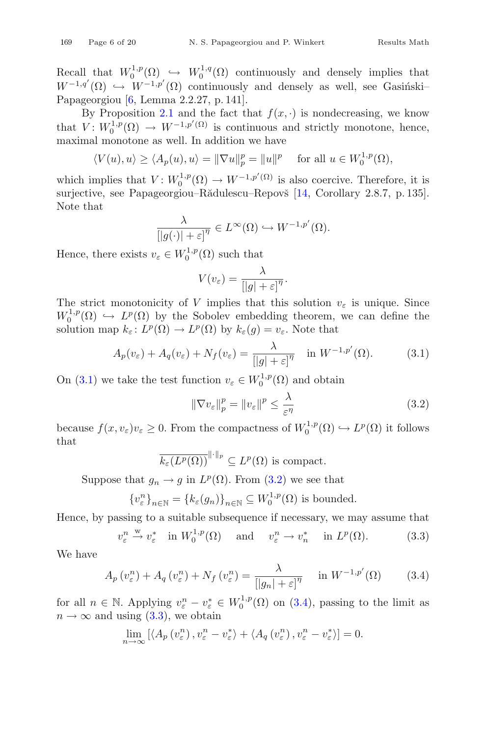Recall that $W_0^{1,p}(\Omega) \hookrightarrow W_0^{1,q}(\Omega)$ continuously and densely implies that $W^{-1,q'}(\Omega) \hookrightarrow W^{-1,p'}(\Omega)$ continuously and densely as well, see Gasiński–Papageorgiou [6, Lemma 2.2.27, p. 141].

By Proposition 2.1 and the fact that $f(x,\cdot)$ is nondecreasing, we know that $V: W_0^{1,p}(\Omega) \to W^{-1,p'(\Omega)}$ is continuous and strictly monotone, hence, maximal monotone as well. In addition we have

$$\langle V(u), u\rangle \geq \langle A_p(u), u\rangle = \|\nabla u\|_p^p = \|u\|^p \quad \text{for all } u \in W_0^{1,p}(\Omega),$$

which implies that $V: W_0^{1,p}(\Omega) \to W^{-1,p'(\Omega)}$ is also coercive. Therefore, it is surjective, see Papageorgiou–Rădulescu–Repovš [14, Corollary 2.8.7, p. 135]. Note that

$$\frac{\lambda}{[|g(\cdot)| + \varepsilon]^\eta} \in L^\infty(\Omega) \hookrightarrow W^{-1,p'}(\Omega).$$

Hence, there exists $v_\varepsilon \in W_0^{1,p}(\Omega)$ such that

$$V(v_\varepsilon) = \frac{\lambda}{[|g| + \varepsilon]^\eta}.$$

The strict monotonicity of $V$ implies that this solution $v_\varepsilon$ is unique. Since $W_0^{1,p}(\Omega) \hookrightarrow L^p(\Omega)$ by the Sobolev embedding theorem, we can define the solution map $k_\varepsilon: L^p(\Omega) \to L^p(\Omega)$ by $k_\varepsilon(g) = v_\varepsilon$. Note that

$$A_p(v_\varepsilon) + A_q(v_\varepsilon) + N_f(v_\varepsilon) = \frac{\lambda}{[|g| + \varepsilon]^\eta} \quad \text{in } W^{-1,p'}(\Omega). \tag{3.1}$$

On (3.1) we take the test function $v_\varepsilon \in W_0^{1,p}(\Omega)$ and obtain

$$\|\nabla v_\varepsilon\|_p^p = \|v_\varepsilon\|^p \leq \frac{\lambda}{\varepsilon^\eta} \tag{3.2}$$

because $f(x, v_\varepsilon)v_\varepsilon \geq 0$. From the compactness of $W_0^{1,p}(\Omega) \hookrightarrow L^p(\Omega)$ it follows that

$$\overline{k_\varepsilon(L^p(\Omega))}^{\|\cdot\|_p} \subseteq L^p(\Omega) \text{ is compact.}$$

Suppose that $g_n \to g$ in $L^p(\Omega)$. From (3.2) we see that

$$\{v_\varepsilon^n\}_{n\in\mathbb{N}} = \{k_\varepsilon(g_n)\}_{n\in\mathbb{N}} \subseteq W_0^{1,p}(\Omega) \text{ is bounded.}$$

Hence, by passing to a suitable subsequence if necessary, we may assume that

$$v_\varepsilon^n \overset{\text{w}}{\to} v_\varepsilon^* \quad \text{in } W_0^{1,p}(\Omega) \quad \text{and} \quad v_\varepsilon^n \to v_n^* \quad \text{in } L^p(\Omega). \tag{3.3}$$

We have

$$A_p\left(v_\varepsilon^n\right) + A_q\left(v_\varepsilon^n\right) + N_f\left(v_\varepsilon^n\right) = \frac{\lambda}{[|g_n| + \varepsilon]^\eta} \quad \text{in } W^{-1,p'}(\Omega) \tag{3.4}$$

for all $n \in \mathbb{N}$. Applying $v_\varepsilon^n - v_\varepsilon^* \in W_0^{1,p}(\Omega)$ on (3.4), passing to the limit as $n \to \infty$ and using (3.3), we obtain

$$\lim_{n\to\infty} \left[\left\langle A_p\left(v_\varepsilon^n\right), v_\varepsilon^n - v_\varepsilon^*\right\rangle + \left\langle A_q\left(v_\varepsilon^n\right), v_\varepsilon^n - v_\varepsilon^*\right\rangle\right] = 0.$$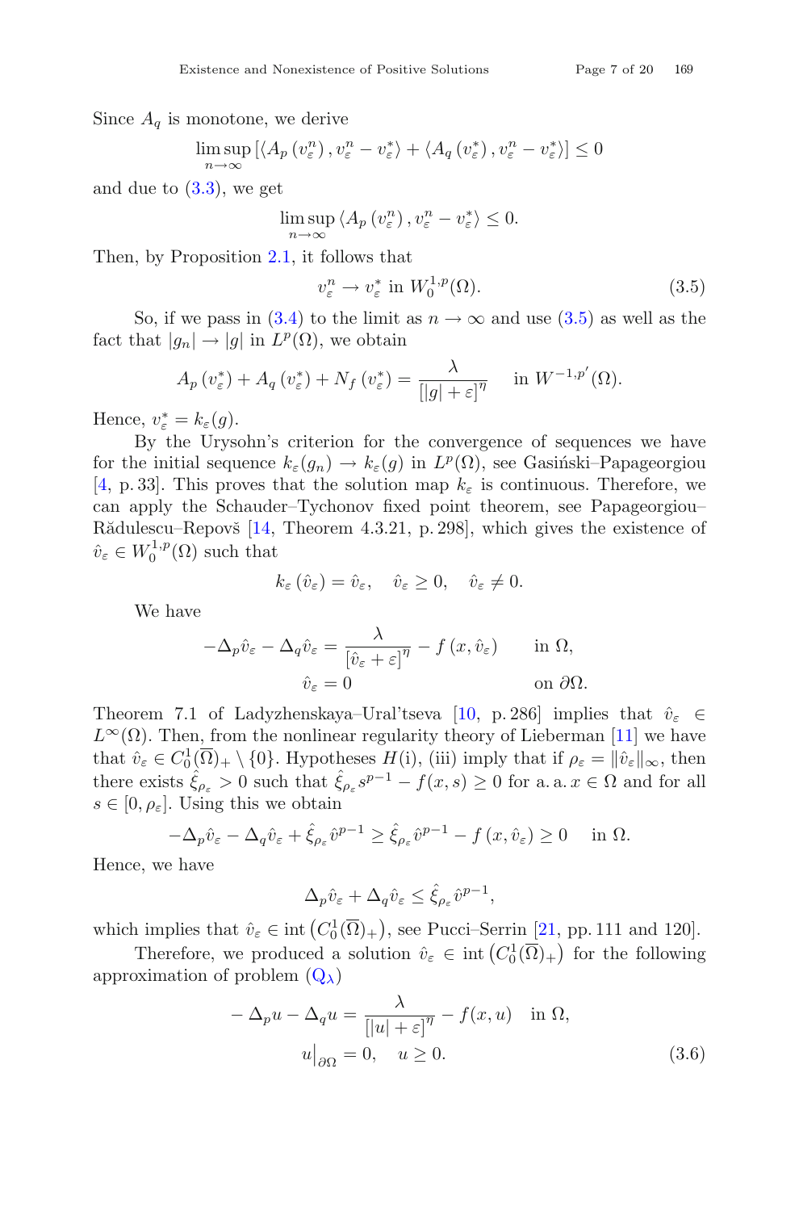Since $A_q$ is monotone, we derive

$$\limsup_{n\to\infty}\left[\langle A_p\left(v_\varepsilon^n\right), v_\varepsilon^n - v_\varepsilon^*\rangle + \langle A_q\left(v_\varepsilon^*\right), v_\varepsilon^n - v_\varepsilon^*\rangle\right] \le 0$$

and due to (3.3), we get

$$\limsup_{n\to\infty}\langle A_p\left(v_\varepsilon^n\right), v_\varepsilon^n - v_\varepsilon^*\rangle \le 0.$$

Then, by Proposition 2.1, it follows that

$$v_\varepsilon^n \to v_\varepsilon^* \text{ in } W_0^{1,p}(\Omega). \tag{3.5}$$

So, if we pass in (3.4) to the limit as $n\to\infty$ and use (3.5) as well as the fact that $|g_n|\to|g|$ in $L^p(\Omega)$, we obtain

$$A_p\left(v_\varepsilon^*\right) + A_q\left(v_\varepsilon^*\right) + N_f\left(v_\varepsilon^*\right) = \frac{\lambda}{\left[|g|+\varepsilon\right]^\eta} \quad \text{in } W^{-1,p'}(\Omega).$$

Hence, $v_\varepsilon^* = k_\varepsilon(g)$.

By the Urysohn's criterion for the convergence of sequences we have for the initial sequence $k_\varepsilon(g_n)\to k_\varepsilon(g)$ in $L^p(\Omega)$, see Gasiński–Papageorgiou [4, p. 33]. This proves that the solution map $k_\varepsilon$ is continuous. Therefore, we can apply the Schauder–Tychonov fixed point theorem, see Papageorgiou–Rădulescu–Repovš [14, Theorem 4.3.21, p. 298], which gives the existence of $\hat{v}_\varepsilon \in W_0^{1,p}(\Omega)$ such that

$$k_\varepsilon\left(\hat{v}_\varepsilon\right) = \hat{v}_\varepsilon, \quad \hat{v}_\varepsilon \ge 0, \quad \hat{v}_\varepsilon \ne 0.$$

We have

$$\begin{aligned}
-\Delta_p \hat{v}_\varepsilon - \Delta_q \hat{v}_\varepsilon &= \frac{\lambda}{\left[\hat{v}_\varepsilon+\varepsilon\right]^\eta} - f\left(x, \hat{v}_\varepsilon\right) \qquad &&\text{in } \Omega,\\
\hat{v}_\varepsilon &= 0 &&\text{on } \partial\Omega.
\end{aligned}$$

Theorem 7.1 of Ladyzhenskaya–Ural'tseva [10, p. 286] implies that $\hat{v}_\varepsilon \in L^\infty(\Omega)$. Then, from the nonlinear regularity theory of Lieberman [11] we have that $\hat{v}_\varepsilon \in C_0^1(\overline{\Omega})_+ \setminus \{0\}$. Hypotheses $H$(i), (iii) imply that if $\rho_\varepsilon = \|\hat{v}_\varepsilon\|_\infty$, then there exists $\hat{\xi}_{\rho_\varepsilon} > 0$ such that $\hat{\xi}_{\rho_\varepsilon} s^{p-1} - f(x,s) \ge 0$ for a. a. $x\in\Omega$ and for all $s\in[0,\rho_\varepsilon]$. Using this we obtain

$$-\Delta_p \hat{v}_\varepsilon - \Delta_q \hat{v}_\varepsilon + \hat{\xi}_{\rho_\varepsilon}\hat{v}^{p-1} \ge \hat{\xi}_{\rho_\varepsilon}\hat{v}^{p-1} - f\left(x, \hat{v}_\varepsilon\right) \ge 0 \quad \text{in } \Omega.$$

Hence, we have

$$\Delta_p \hat{v}_\varepsilon + \Delta_q \hat{v}_\varepsilon \le \hat{\xi}_{\rho_\varepsilon}\hat{v}^{p-1},$$

which implies that $\hat{v}_\varepsilon \in \operatorname{int}\left(C_0^1(\overline{\Omega})_+\right)$, see Pucci–Serrin [21, pp. 111 and 120].

Therefore, we produced a solution $\hat{v}_\varepsilon \in \operatorname{int}\left(C_0^1(\overline{\Omega})_+\right)$ for the following approximation of problem ($\mathrm{Q}_\lambda$)

$$\begin{aligned}
-\Delta_p u - \Delta_q u &= \frac{\lambda}{\left[|u|+\varepsilon\right]^\eta} - f(x,u) \quad \text{in } \Omega,\\
u\big|_{\partial\Omega} &= 0, \quad u \ge 0.
\end{aligned} \tag{3.6}$$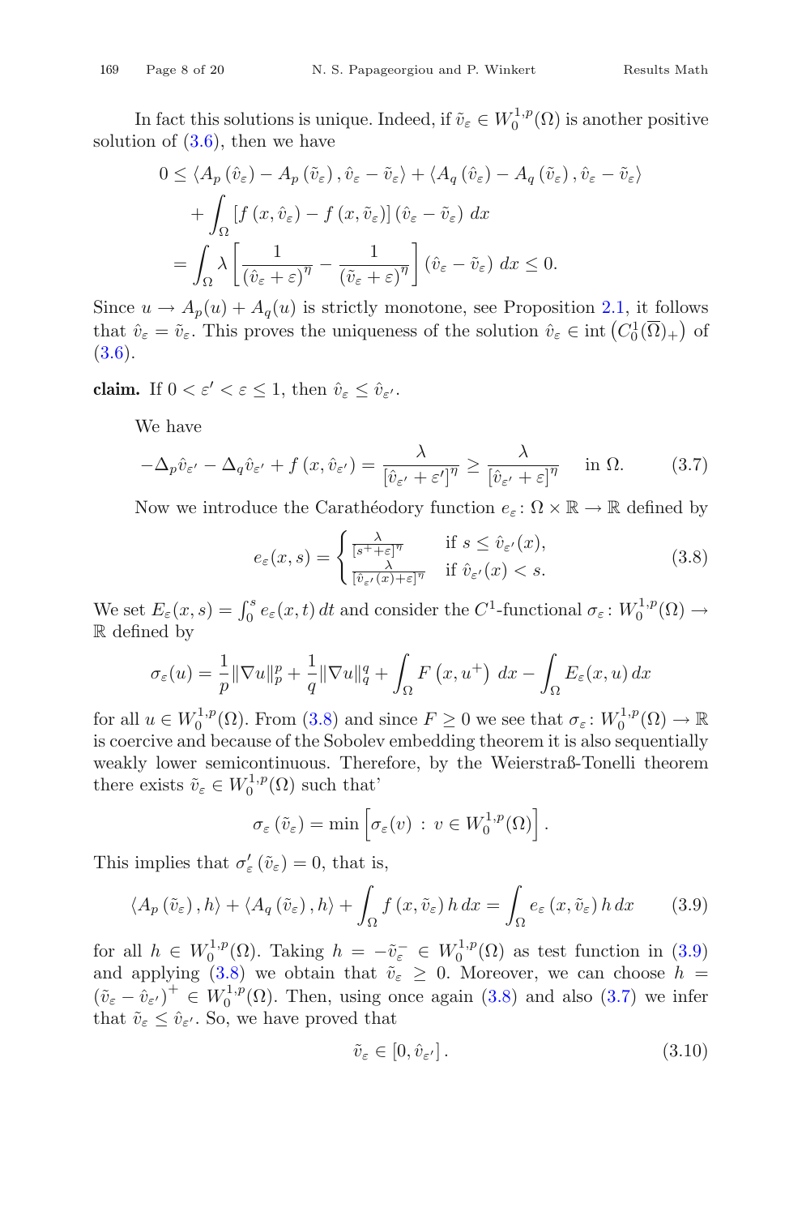In fact this solutions is unique. Indeed, if $\tilde{v}_\varepsilon \in W_0^{1,p}(\Omega)$ is another positive solution of (3.6), then we have

$$
\begin{aligned}
0 &\leq \langle A_p(\hat{v}_\varepsilon) - A_p(\tilde{v}_\varepsilon), \hat{v}_\varepsilon - \tilde{v}_\varepsilon \rangle + \langle A_q(\hat{v}_\varepsilon) - A_q(\tilde{v}_\varepsilon), \hat{v}_\varepsilon - \tilde{v}_\varepsilon \rangle \\
&\quad + \int_\Omega [f(x, \hat{v}_\varepsilon) - f(x, \tilde{v}_\varepsilon)] (\hat{v}_\varepsilon - \tilde{v}_\varepsilon) \, dx \\
&= \int_\Omega \lambda \left[ \frac{1}{(\hat{v}_\varepsilon + \varepsilon)^\eta} - \frac{1}{(\tilde{v}_\varepsilon + \varepsilon)^\eta} \right] (\hat{v}_\varepsilon - \tilde{v}_\varepsilon) \, dx \leq 0.
\end{aligned}
$$

Since $u \to A_p(u) + A_q(u)$ is strictly monotone, see Proposition 2.1, it follows that $\hat{v}_\varepsilon = \tilde{v}_\varepsilon$. This proves the uniqueness of the solution $\hat{v}_\varepsilon \in \operatorname{int}\left(C_0^1(\overline{\Omega})_+\right)$ of (3.6).

**claim.** If $0 < \varepsilon' < \varepsilon \leq 1$, then $\hat{v}_\varepsilon \leq \hat{v}_{\varepsilon'}$.

We have

$$
-\Delta_p \hat{v}_{\varepsilon'} - \Delta_q \hat{v}_{\varepsilon'} + f(x, \hat{v}_{\varepsilon'}) = \frac{\lambda}{[\hat{v}_{\varepsilon'} + \varepsilon']^\eta} \geq \frac{\lambda}{[\hat{v}_{\varepsilon'} + \varepsilon]^\eta} \quad \text{in } \Omega. \tag{3.7}
$$

Now we introduce the Carathéodory function $e_\varepsilon \colon \Omega \times \mathbb{R} \to \mathbb{R}$ defined by

$$
e_\varepsilon(x, s) = \begin{cases} \frac{\lambda}{[s^+ + \varepsilon]^\eta} & \text{if } s \leq \hat{v}_{\varepsilon'}(x), \\ \frac{\lambda}{[\hat{v}_{\varepsilon'}(x) + \varepsilon]^\eta} & \text{if } \hat{v}_{\varepsilon'}(x) < s. \end{cases} \tag{3.8}
$$

We set $E_\varepsilon(x, s) = \int_0^s e_\varepsilon(x, t) \, dt$ and consider the $C^1$-functional $\sigma_\varepsilon \colon W_0^{1,p}(\Omega) \to \mathbb{R}$ defined by

$$
\sigma_\varepsilon(u) = \frac{1}{p} \|\nabla u\|_p^p + \frac{1}{q} \|\nabla u\|_q^q + \int_\Omega F(x, u^+) \, dx - \int_\Omega E_\varepsilon(x, u) \, dx
$$

for all $u \in W_0^{1,p}(\Omega)$. From (3.8) and since $F \geq 0$ we see that $\sigma_\varepsilon \colon W_0^{1,p}(\Omega) \to \mathbb{R}$ is coercive and because of the Sobolev embedding theorem it is also sequentially weakly lower semicontinuous. Therefore, by the Weierstraß-Tonelli theorem there exists $\tilde{v}_\varepsilon \in W_0^{1,p}(\Omega)$ such that'

$$
\sigma_\varepsilon(\tilde{v}_\varepsilon) = \min \left[ \sigma_\varepsilon(v) \, : \, v \in W_0^{1,p}(\Omega) \right].
$$

This implies that $\sigma_\varepsilon'(\tilde{v}_\varepsilon) = 0$, that is,

$$
\langle A_p(\tilde{v}_\varepsilon), h \rangle + \langle A_q(\tilde{v}_\varepsilon), h \rangle + \int_\Omega f(x, \tilde{v}_\varepsilon) h \, dx = \int_\Omega e_\varepsilon(x, \tilde{v}_\varepsilon) h \, dx \tag{3.9}
$$

for all $h \in W_0^{1,p}(\Omega)$. Taking $h = -\tilde{v}_\varepsilon^- \in W_0^{1,p}(\Omega)$ as test function in (3.9) and applying (3.8) we obtain that $\tilde{v}_\varepsilon \geq 0$. Moreover, we can choose $h = (\tilde{v}_\varepsilon - \hat{v}_{\varepsilon'})^+ \in W_0^{1,p}(\Omega)$. Then, using once again (3.8) and also (3.7) we infer that $\tilde{v}_\varepsilon \leq \hat{v}_{\varepsilon'}$. So, we have proved that

$$
\tilde{v}_\varepsilon \in [0, \hat{v}_{\varepsilon'}]. \tag{3.10}
$$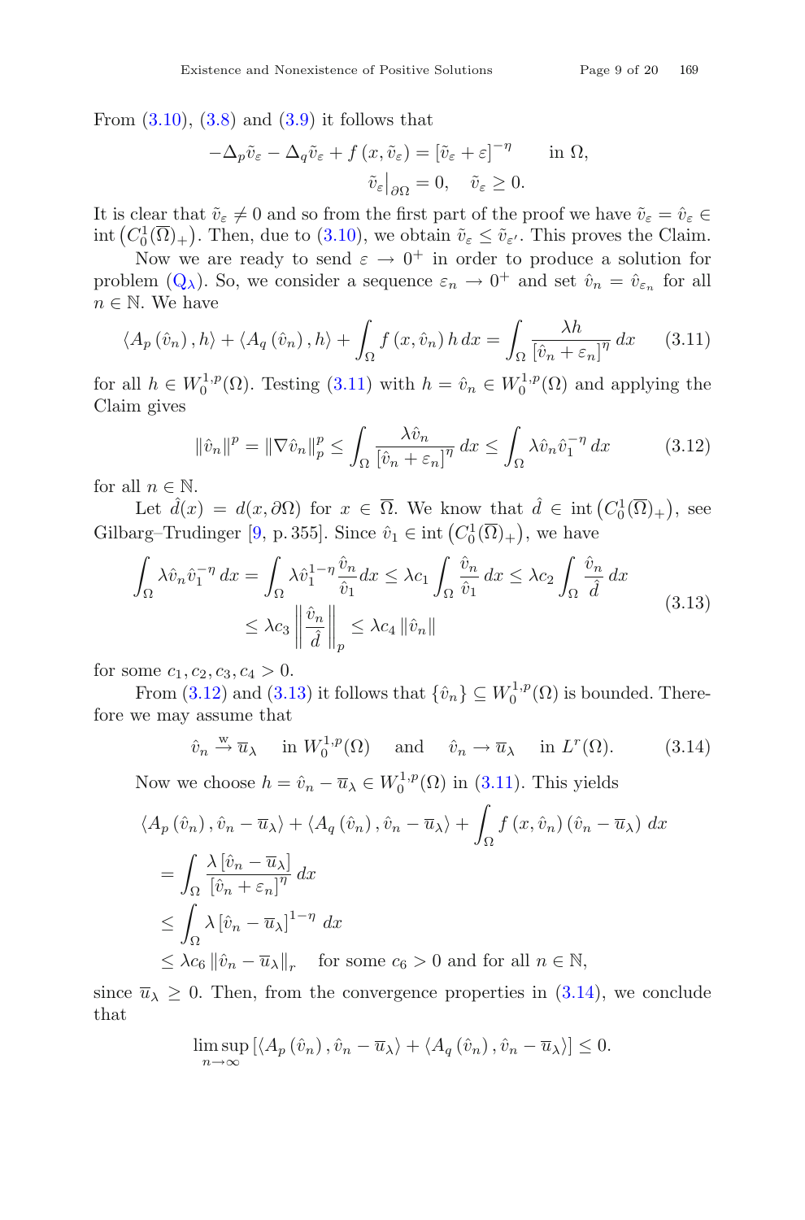From (3.10), (3.8) and (3.9) it follows that

$$-\Delta_p \tilde{v}_\varepsilon - \Delta_q \tilde{v}_\varepsilon + f(x, \tilde{v}_\varepsilon) = [\tilde{v}_\varepsilon + \varepsilon]^{-\eta} \qquad \text{in } \Omega,$$
$$\tilde{v}_\varepsilon\big|_{\partial\Omega} = 0, \quad \tilde{v}_\varepsilon \geq 0.$$

It is clear that $\tilde{v}_\varepsilon \neq 0$ and so from the first part of the proof we have $\tilde{v}_\varepsilon = \hat{v}_\varepsilon \in \operatorname{int}\left(C_0^1(\overline{\Omega})_+\right)$. Then, due to (3.10), we obtain $\tilde{v}_\varepsilon \leq \tilde{v}_{\varepsilon'}$. This proves the Claim.

Now we are ready to send $\varepsilon \to 0^+$ in order to produce a solution for problem ($\mathrm{Q}_\lambda$). So, we consider a sequence $\varepsilon_n \to 0^+$ and set $\hat{v}_n = \hat{v}_{\varepsilon_n}$ for all $n \in \mathbb{N}$. We have

$$\langle A_p(\hat{v}_n), h\rangle + \langle A_q(\hat{v}_n), h\rangle + \int_\Omega f(x, \hat{v}_n)\, h\, dx = \int_\Omega \frac{\lambda h}{[\hat{v}_n + \varepsilon_n]^\eta}\, dx \tag{3.11}$$

for all $h \in W_0^{1,p}(\Omega)$. Testing (3.11) with $h = \hat{v}_n \in W_0^{1,p}(\Omega)$ and applying the Claim gives

$$\|\hat{v}_n\|^p = \|\nabla \hat{v}_n\|_p^p \leq \int_\Omega \frac{\lambda \hat{v}_n}{[\hat{v}_n + \varepsilon_n]^\eta}\, dx \leq \int_\Omega \lambda \hat{v}_n \hat{v}_1^{-\eta}\, dx \tag{3.12}$$

for all $n \in \mathbb{N}$.

Let $\hat{d}(x) = d(x, \partial\Omega)$ for $x \in \overline{\Omega}$. We know that $\hat{d} \in \operatorname{int}\left(C_0^1(\overline{\Omega})_+\right)$, see Gilbarg–Trudinger [9, p. 355]. Since $\hat{v}_1 \in \operatorname{int}\left(C_0^1(\overline{\Omega})_+\right)$, we have

$$\begin{aligned}
\int_\Omega \lambda \hat{v}_n \hat{v}_1^{-\eta}\, dx &= \int_\Omega \lambda \hat{v}_1^{1-\eta} \frac{\hat{v}_n}{\hat{v}_1} dx \leq \lambda c_1 \int_\Omega \frac{\hat{v}_n}{\hat{v}_1}\, dx \leq \lambda c_2 \int_\Omega \frac{\hat{v}_n}{\hat{d}}\, dx \\
&\leq \lambda c_3 \left\| \frac{\hat{v}_n}{\hat{d}} \right\|_p \leq \lambda c_4 \|\hat{v}_n\|
\end{aligned} \tag{3.13}$$

for some $c_1, c_2, c_3, c_4 > 0$.

From (3.12) and (3.13) it follows that $\{\hat{v}_n\} \subseteq W_0^{1,p}(\Omega)$ is bounded. Therefore we may assume that

$$\hat{v}_n \xrightarrow{\mathrm{w}} \overline{u}_\lambda \quad \text{in } W_0^{1,p}(\Omega) \quad \text{and} \quad \hat{v}_n \to \overline{u}_\lambda \quad \text{in } L^r(\Omega). \tag{3.14}$$

Now we choose $h = \hat{v}_n - \overline{u}_\lambda \in W_0^{1,p}(\Omega)$ in (3.11). This yields

$$\begin{aligned}
&\langle A_p(\hat{v}_n), \hat{v}_n - \overline{u}_\lambda\rangle + \langle A_q(\hat{v}_n), \hat{v}_n - \overline{u}_\lambda\rangle + \int_\Omega f(x, \hat{v}_n)(\hat{v}_n - \overline{u}_\lambda)\, dx \\
&= \int_\Omega \frac{\lambda [\hat{v}_n - \overline{u}_\lambda]}{[\hat{v}_n + \varepsilon_n]^\eta}\, dx \\
&\leq \int_\Omega \lambda [\hat{v}_n - \overline{u}_\lambda]^{1-\eta}\, dx \\
&\leq \lambda c_6 \|\hat{v}_n - \overline{u}_\lambda\|_r \quad \text{for some } c_6 > 0 \text{ and for all } n \in \mathbb{N},
\end{aligned}$$

since $\overline{u}_\lambda \geq 0$. Then, from the convergence properties in (3.14), we conclude that

$$\limsup_{n\to\infty} \left[\langle A_p(\hat{v}_n), \hat{v}_n - \overline{u}_\lambda\rangle + \langle A_q(\hat{v}_n), \hat{v}_n - \overline{u}_\lambda\rangle\right] \leq 0.$$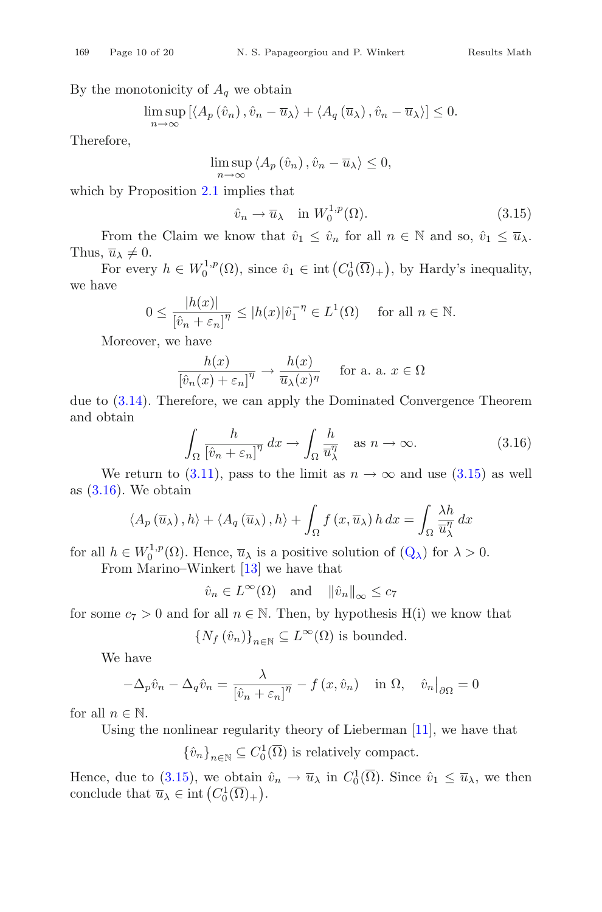By the monotonicity of $A_q$ we obtain

$$\limsup_{n\to\infty} \left[\langle A_p(\hat{v}_n), \hat{v}_n - \overline{u}_\lambda\rangle + \langle A_q(\overline{u}_\lambda), \hat{v}_n - \overline{u}_\lambda\rangle\right] \leq 0.$$

Therefore,

$$\limsup_{n\to\infty} \langle A_p(\hat{v}_n), \hat{v}_n - \overline{u}_\lambda\rangle \leq 0,$$

which by Proposition 2.1 implies that

$$\hat{v}_n \to \overline{u}_\lambda \quad \text{in } W_0^{1,p}(\Omega). \tag{3.15}$$

From the Claim we know that $\hat{v}_1 \leq \hat{v}_n$ for all $n \in \mathbb{N}$ and so, $\hat{v}_1 \leq \overline{u}_\lambda$. Thus, $\overline{u}_\lambda \neq 0$.

For every $h \in W_0^{1,p}(\Omega)$, since $\hat{v}_1 \in \operatorname{int}\left(C_0^1(\overline{\Omega})_+\right)$, by Hardy's inequality, we have

$$0 \leq \frac{|h(x)|}{[\hat{v}_n + \varepsilon_n]^\eta} \leq |h(x)|\hat{v}_1^{-\eta} \in L^1(\Omega) \quad \text{ for all } n \in \mathbb{N}.$$

Moreover, we have

$$\frac{h(x)}{[\hat{v}_n(x) + \varepsilon_n]^\eta} \to \frac{h(x)}{\overline{u}_\lambda(x)^\eta} \quad \text{ for a. a. } x \in \Omega$$

due to (3.14). Therefore, we can apply the Dominated Convergence Theorem and obtain

$$\int_\Omega \frac{h}{[\hat{v}_n + \varepsilon_n]^\eta}\, dx \to \int_\Omega \frac{h}{\overline{u}_\lambda^\eta} \quad \text{as } n \to \infty. \tag{3.16}$$

We return to (3.11), pass to the limit as $n \to \infty$ and use (3.15) as well as (3.16). We obtain

$$\langle A_p(\overline{u}_\lambda), h\rangle + \langle A_q(\overline{u}_\lambda), h\rangle + \int_\Omega f(x, \overline{u}_\lambda)\, h\, dx = \int_\Omega \frac{\lambda h}{\overline{u}_\lambda^\eta}\, dx$$

for all $h \in W_0^{1,p}(\Omega)$. Hence, $\overline{u}_\lambda$ is a positive solution of ($Q_\lambda$) for $\lambda > 0$.

From Marino–Winkert [13] we have that

$$\hat{v}_n \in L^\infty(\Omega) \quad \text{and} \quad \|\hat{v}_n\|_\infty \leq c_7$$

for some $c_7 > 0$ and for all $n \in \mathbb{N}$. Then, by hypothesis H(i) we know that

$$\{N_f(\hat{v}_n)\}_{n\in\mathbb{N}} \subseteq L^\infty(\Omega) \text{ is bounded.}$$

We have

$$-\Delta_p \hat{v}_n - \Delta_q \hat{v}_n = \frac{\lambda}{[\hat{v}_n + \varepsilon_n]^\eta} - f(x, \hat{v}_n) \quad \text{in } \Omega, \quad \hat{v}_n\big|_{\partial\Omega} = 0$$

for all $n \in \mathbb{N}$.

Using the nonlinear regularity theory of Lieberman [11], we have that

$$\{\hat{v}_n\}_{n\in\mathbb{N}} \subseteq C_0^1(\overline{\Omega}) \text{ is relatively compact.}$$

Hence, due to (3.15), we obtain $\hat{v}_n \to \overline{u}_\lambda$ in $C_0^1(\overline{\Omega})$. Since $\hat{v}_1 \leq \overline{u}_\lambda$, we then conclude that $\overline{u}_\lambda \in \operatorname{int}\left(C_0^1(\overline{\Omega})_+\right)$.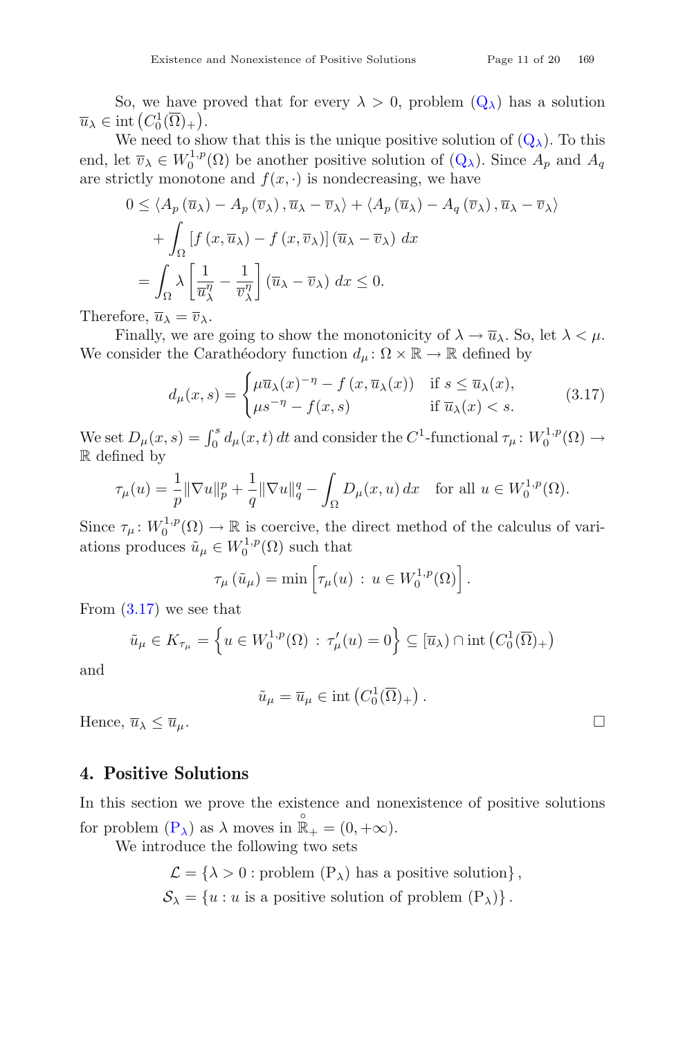So, we have proved that for every $\lambda > 0$, problem ($\mathrm{Q}_\lambda$) has a solution $\overline{u}_\lambda \in \operatorname{int}\left(C_0^1(\overline{\Omega})_+\right)$.

We need to show that this is the unique positive solution of ($\mathrm{Q}_\lambda$). To this end, let $\overline{v}_\lambda \in W_0^{1,p}(\Omega)$ be another positive solution of ($\mathrm{Q}_\lambda$). Since $A_p$ and $A_q$ are strictly monotone and $f(x,\cdot)$ is nondecreasing, we have

$$
\begin{aligned}
0 &\le \left\langle A_p\left(\overline{u}_\lambda\right) - A_p\left(\overline{v}_\lambda\right), \overline{u}_\lambda - \overline{v}_\lambda\right\rangle + \left\langle A_p\left(\overline{u}_\lambda\right) - A_q\left(\overline{v}_\lambda\right), \overline{u}_\lambda - \overline{v}_\lambda\right\rangle \\
&\quad + \int_\Omega \left[f\left(x,\overline{u}_\lambda\right) - f\left(x,\overline{v}_\lambda\right)\right]\left(\overline{u}_\lambda - \overline{v}_\lambda\right)\,dx \\
&= \int_\Omega \lambda\left[\frac{1}{\overline{u}_\lambda^\eta} - \frac{1}{\overline{v}_\lambda^\eta}\right]\left(\overline{u}_\lambda - \overline{v}_\lambda\right)\,dx \le 0.
\end{aligned}
$$

Therefore, $\overline{u}_\lambda = \overline{v}_\lambda$.

Finally, we are going to show the monotonicity of $\lambda \to \overline{u}_\lambda$. So, let $\lambda < \mu$. We consider the Carathéodory function $d_\mu\colon \Omega \times \mathbb{R} \to \mathbb{R}$ defined by

$$
d_\mu(x,s) = \begin{cases} \mu\overline{u}_\lambda(x)^{-\eta} - f\left(x,\overline{u}_\lambda(x)\right) & \text{if } s \le \overline{u}_\lambda(x), \\ \mu s^{-\eta} - f(x,s) & \text{if } \overline{u}_\lambda(x) < s. \end{cases} \tag{3.17}
$$

We set $D_\mu(x,s) = \int_0^s d_\mu(x,t)\,dt$ and consider the $C^1$-functional $\tau_\mu\colon W_0^{1,p}(\Omega) \to \mathbb{R}$ defined by

$$
\tau_\mu(u) = \frac{1}{p}\|\nabla u\|_p^p + \frac{1}{q}\|\nabla u\|_q^q - \int_\Omega D_\mu(x,u)\,dx \quad \text{for all } u \in W_0^{1,p}(\Omega).
$$

Since $\tau_\mu\colon W_0^{1,p}(\Omega) \to \mathbb{R}$ is coercive, the direct method of the calculus of variations produces $\tilde{u}_\mu \in W_0^{1,p}(\Omega)$ such that

$$
\tau_\mu\left(\tilde{u}_\mu\right) = \min\left[\tau_\mu(u) \,:\, u \in W_0^{1,p}(\Omega)\right].
$$

From (3.17) we see that

$$
\tilde{u}_\mu \in K_{\tau_\mu} = \left\{u \in W_0^{1,p}(\Omega) \,:\, \tau_\mu'(u) = 0\right\} \subseteq [\overline{u}_\lambda) \cap \operatorname{int}\left(C_0^1(\overline{\Omega})_+\right)
$$

and

$$
\tilde{u}_\mu = \overline{u}_\mu \in \operatorname{int}\left(C_0^1(\overline{\Omega})_+\right).
$$

Hence, $\overline{u}_\lambda \le \overline{u}_\mu$. $\square$

## 4. Positive Solutions

In this section we prove the existence and nonexistence of positive solutions for problem ($\mathrm{P}_\lambda$) as $\lambda$ moves in $\overset{\circ}{\mathbb{R}}_+ = (0,+\infty)$.

We introduce the following two sets

$$
\begin{aligned}
\mathcal{L} &= \left\{\lambda > 0 : \text{problem } (\mathrm{P}_\lambda) \text{ has a positive solution}\right\}, \\
\mathcal{S}_\lambda &= \left\{u : u \text{ is a positive solution of problem } (\mathrm{P}_\lambda)\right\}.
\end{aligned}
$$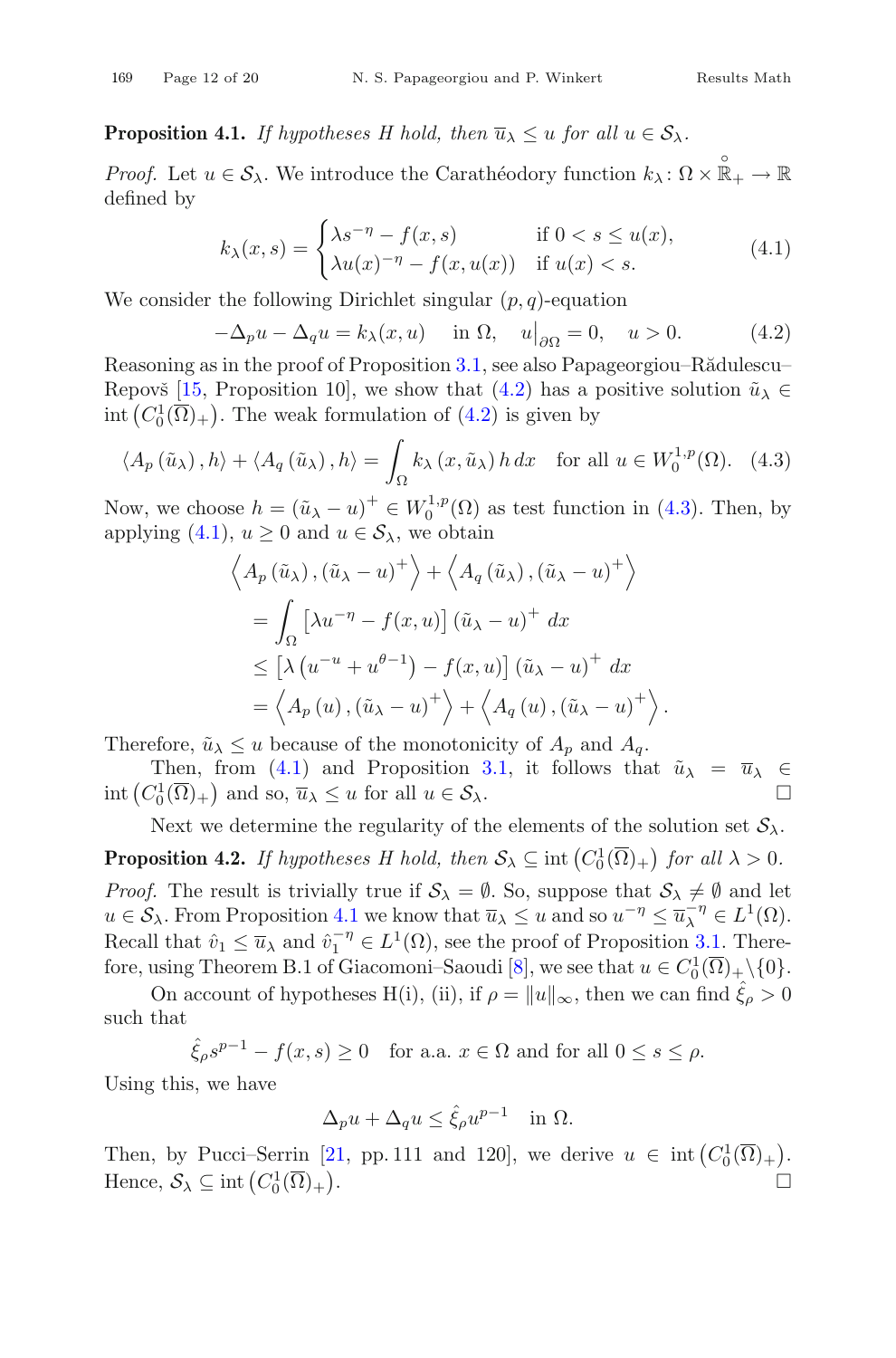**Proposition 4.1.** *If hypotheses H hold, then $\overline{u}_\lambda \leq u$ for all $u \in \mathcal{S}_\lambda$.*

*Proof.* Let $u \in \mathcal{S}_\lambda$. We introduce the Carathéodory function $k_\lambda \colon \Omega \times \overset{\circ}{\mathbb{R}}_+ \to \mathbb{R}$ defined by

$$k_\lambda(x,s) = \begin{cases} \lambda s^{-\eta} - f(x,s) & \text{if } 0 < s \leq u(x), \\ \lambda u(x)^{-\eta} - f(x,u(x)) & \text{if } u(x) < s. \end{cases} \tag{4.1}$$

We consider the following Dirichlet singular $(p,q)$-equation

$$-\Delta_p u - \Delta_q u = k_\lambda(x,u) \quad \text{in } \Omega, \quad u\big|_{\partial\Omega} = 0, \quad u > 0. \tag{4.2}$$

Reasoning as in the proof of Proposition 3.1, see also Papageorgiou–Rădulescu–Repovš [15, Proposition 10], we show that (4.2) has a positive solution $\tilde{u}_\lambda \in \operatorname{int}\left(C_0^1(\overline{\Omega})_+\right)$. The weak formulation of (4.2) is given by

$$\langle A_p\left(\tilde{u}_\lambda\right), h\rangle + \langle A_q\left(\tilde{u}_\lambda\right), h\rangle = \int_\Omega k_\lambda\left(x, \tilde{u}_\lambda\right) h \, dx \quad \text{for all } u \in W_0^{1,p}(\Omega). \tag{4.3}$$

Now, we choose $h = (\tilde{u}_\lambda - u)^+ \in W_0^{1,p}(\Omega)$ as test function in (4.3). Then, by applying (4.1), $u \geq 0$ and $u \in \mathcal{S}_\lambda$, we obtain

$$\begin{aligned}
&\left\langle A_p\left(\tilde{u}_\lambda\right), (\tilde{u}_\lambda - u)^+\right\rangle + \left\langle A_q\left(\tilde{u}_\lambda\right), (\tilde{u}_\lambda - u)^+\right\rangle \\
&\quad = \int_\Omega \left[\lambda u^{-\eta} - f(x,u)\right] (\tilde{u}_\lambda - u)^+ \, dx \\
&\quad \leq \left[\lambda\left(u^{-u} + u^{\theta-1}\right) - f(x,u)\right] (\tilde{u}_\lambda - u)^+ \, dx \\
&\quad = \left\langle A_p\left(u\right), (\tilde{u}_\lambda - u)^+\right\rangle + \left\langle A_q\left(u\right), (\tilde{u}_\lambda - u)^+\right\rangle.
\end{aligned}$$

Therefore, $\tilde{u}_\lambda \leq u$ because of the monotonicity of $A_p$ and $A_q$.

Then, from (4.1) and Proposition 3.1, it follows that $\tilde{u}_\lambda = \overline{u}_\lambda \in \operatorname{int}\left(C_0^1(\overline{\Omega})_+\right)$ and so, $\overline{u}_\lambda \leq u$ for all $u \in \mathcal{S}_\lambda$. ☐

Next we determine the regularity of the elements of the solution set $\mathcal{S}_\lambda$.

**Proposition 4.2.** *If hypotheses H hold, then $\mathcal{S}_\lambda \subseteq \operatorname{int}\left(C_0^1(\overline{\Omega})_+\right)$ for all $\lambda > 0$.*

*Proof.* The result is trivially true if $\mathcal{S}_\lambda = \emptyset$. So, suppose that $\mathcal{S}_\lambda \neq \emptyset$ and let $u \in \mathcal{S}_\lambda$. From Proposition 4.1 we know that $\overline{u}_\lambda \leq u$ and so $u^{-\eta} \leq \overline{u}_\lambda^{-\eta} \in L^1(\Omega)$. Recall that $\hat{v}_1 \leq \overline{u}_\lambda$ and $\hat{v}_1^{-\eta} \in L^1(\Omega)$, see the proof of Proposition 3.1. Therefore, using Theorem B.1 of Giacomoni–Saoudi [8], we see that $u \in C_0^1(\overline{\Omega})_+ \setminus \{0\}$.

On account of hypotheses H(i), (ii), if $\rho = \|u\|_\infty$, then we can find $\hat{\xi}_\rho > 0$ such that

$$\hat{\xi}_\rho s^{p-1} - f(x,s) \geq 0 \quad \text{for a.a. } x \in \Omega \text{ and for all } 0 \leq s \leq \rho.$$

Using this, we have

$$\Delta_p u + \Delta_q u \leq \hat{\xi}_\rho u^{p-1} \quad \text{in } \Omega.$$

Then, by Pucci–Serrin [21, pp. 111 and 120], we derive $u \in \operatorname{int}\left(C_0^1(\overline{\Omega})_+\right)$. Hence, $\mathcal{S}_\lambda \subseteq \operatorname{int}\left(C_0^1(\overline{\Omega})_+\right)$. ☐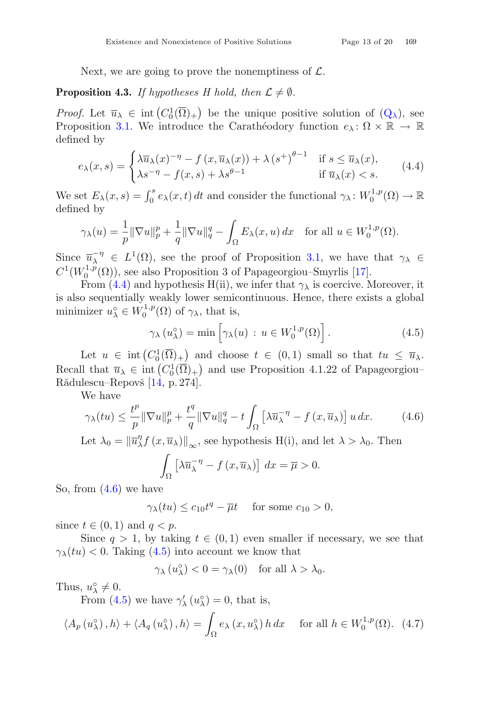Next, we are going to prove the nonemptiness of $\mathcal{L}$.

**Proposition 4.3.** *If hypotheses H hold, then* $\mathcal{L} \neq \emptyset$.

*Proof.* Let $\overline{u}_\lambda \in \operatorname{int}\left(C_0^1(\overline{\Omega})_+\right)$ be the unique positive solution of ($Q_\lambda$), see Proposition 3.1. We introduce the Carathéodory function $e_\lambda \colon \Omega \times \mathbb{R} \to \mathbb{R}$ defined by

$$
e_\lambda(x,s) = \begin{cases} \lambda \overline{u}_\lambda(x)^{-\eta} - f\left(x, \overline{u}_\lambda(x)\right) + \lambda \left(s^+\right)^{\theta-1} & \text{if } s \leq \overline{u}_\lambda(x), \\ \lambda s^{-\eta} - f(x,s) + \lambda s^{\theta-1} & \text{if } \overline{u}_\lambda(x) < s. \end{cases} \tag{4.4}
$$

We set $E_\lambda(x,s) = \int_0^s e_\lambda(x,t)\,dt$ and consider the functional $\gamma_\lambda \colon W_0^{1,p}(\Omega) \to \mathbb{R}$ defined by

$$
\gamma_\lambda(u) = \frac{1}{p}\|\nabla u\|_p^p + \frac{1}{q}\|\nabla u\|_q^q - \int_\Omega E_\lambda(x,u)\,dx \quad \text{for all } u \in W_0^{1,p}(\Omega).
$$

Since $\overline{u}_\lambda^{-\eta} \in L^1(\Omega)$, see the proof of Proposition 3.1, we have that $\gamma_\lambda \in C^1(W_0^{1,p}(\Omega))$, see also Proposition 3 of Papageorgiou–Smyrlis [17].

From (4.4) and hypothesis H(ii), we infer that $\gamma_\lambda$ is coercive. Moreover, it is also sequentially weakly lower semicontinuous. Hence, there exists a global minimizer $u_\lambda^\circ \in W_0^{1,p}(\Omega)$ of $\gamma_\lambda$, that is,

$$
\gamma_\lambda\left(u_\lambda^\circ\right) = \min\left[\gamma_\lambda(u) \,:\, u \in W_0^{1,p}(\Omega)\right]. \tag{4.5}
$$

Let $u \in \operatorname{int}\left(C_0^1(\overline{\Omega})_+\right)$ and choose $t \in (0,1)$ small so that $tu \leq \overline{u}_\lambda$. Recall that $\overline{u}_\lambda \in \operatorname{int}\left(C_0^1(\overline{\Omega})_+\right)$ and use Proposition 4.1.22 of Papageorgiou–Rădulescu–Repovš [14, p. 274].

We have

$$
\gamma_\lambda(tu) \leq \frac{t^p}{p}\|\nabla u\|_p^p + \frac{t^q}{q}\|\nabla u\|_q^q - t\int_\Omega \left[\lambda \overline{u}_\lambda^{-\eta} - f\left(x, \overline{u}_\lambda\right)\right] u\,dx. \tag{4.6}
$$

Let $\lambda_0 = \|\overline{u}_\lambda^\eta f\left(x, \overline{u}_\lambda\right)\|_\infty$, see hypothesis H(i), and let $\lambda > \lambda_0$. Then

$$
\int_\Omega \left[\lambda \overline{u}_\lambda^{-\eta} - f\left(x, \overline{u}_\lambda\right)\right]\,dx = \overline{\mu} > 0.
$$

So, from (4.6) we have

$$
\gamma_\lambda(tu) \leq c_{10} t^q - \overline{\mu} t \quad \text{for some } c_{10} > 0,
$$

since $t \in (0,1)$ and $q < p$.

Since $q > 1$, by taking $t \in (0,1)$ even smaller if necessary, we see that $\gamma_\lambda(tu) < 0$. Taking (4.5) into account we know that

$$
\gamma_\lambda\left(u_\lambda^\circ\right) < 0 = \gamma_\lambda(0) \quad \text{for all } \lambda > \lambda_0.
$$

Thus, $u_\lambda^\circ \neq 0$.

From (4.5) we have $\gamma_\lambda'\left(u_\lambda^\circ\right) = 0$, that is,

$$
\left\langle A_p\left(u_\lambda^\circ\right), h\right\rangle + \left\langle A_q\left(u_\lambda^\circ\right), h\right\rangle = \int_\Omega e_\lambda\left(x, u_\lambda^\circ\right) h\,dx \quad \text{for all } h \in W_0^{1,p}(\Omega). \tag{4.7}
$$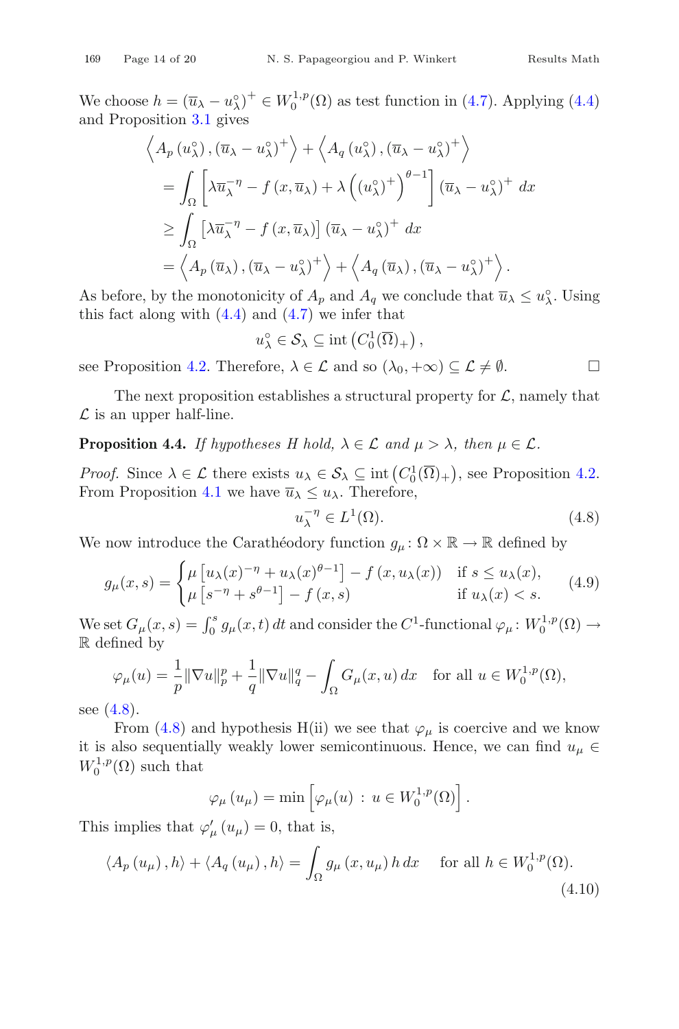We choose $h = (\overline{u}_\lambda - u_\lambda^\circ)^+ \in W_0^{1,p}(\Omega)$ as test function in (4.7). Applying (4.4) and Proposition 3.1 gives

$$
\begin{aligned}
&\left\langle A_p\left(u_\lambda^\circ\right), (\overline{u}_\lambda - u_\lambda^\circ)^+ \right\rangle + \left\langle A_q\left(u_\lambda^\circ\right), (\overline{u}_\lambda - u_\lambda^\circ)^+ \right\rangle \\
&\quad = \int_\Omega \left[\lambda \overline{u}_\lambda^{-\eta} - f\left(x, \overline{u}_\lambda\right) + \lambda \left(\left(u_\lambda^\circ\right)^+\right)^{\theta-1}\right] (\overline{u}_\lambda - u_\lambda^\circ)^+ \, dx \\
&\quad \geq \int_\Omega \left[\lambda \overline{u}_\lambda^{-\eta} - f\left(x, \overline{u}_\lambda\right)\right] (\overline{u}_\lambda - u_\lambda^\circ)^+ \, dx \\
&\quad = \left\langle A_p\left(\overline{u}_\lambda\right), (\overline{u}_\lambda - u_\lambda^\circ)^+ \right\rangle + \left\langle A_q\left(\overline{u}_\lambda\right), (\overline{u}_\lambda - u_\lambda^\circ)^+ \right\rangle.
\end{aligned}
$$

As before, by the monotonicity of $A_p$ and $A_q$ we conclude that $\overline{u}_\lambda \leq u_\lambda^\circ$. Using this fact along with (4.4) and (4.7) we infer that

$$
u_\lambda^\circ \in \mathcal{S}_\lambda \subseteq \operatorname{int}\left(C_0^1(\overline{\Omega})_+\right),
$$

see Proposition 4.2. Therefore, $\lambda \in \mathcal{L}$ and so $(\lambda_0, +\infty) \subseteq \mathcal{L} \neq \emptyset$. □

The next proposition establishes a structural property for $\mathcal{L}$, namely that $\mathcal{L}$ is an upper half-line.

**Proposition 4.4.** *If hypotheses H hold, $\lambda \in \mathcal{L}$ and $\mu > \lambda$, then $\mu \in \mathcal{L}$.*

*Proof.* Since $\lambda \in \mathcal{L}$ there exists $u_\lambda \in \mathcal{S}_\lambda \subseteq \operatorname{int}\left(C_0^1(\overline{\Omega})_+\right)$, see Proposition 4.2. From Proposition 4.1 we have $\overline{u}_\lambda \leq u_\lambda$. Therefore,

$$
u_\lambda^{-\eta} \in L^1(\Omega). \tag{4.8}
$$

We now introduce the Carathéodory function $g_\mu \colon \Omega \times \mathbb{R} \to \mathbb{R}$ defined by

$$
g_\mu(x,s) = \begin{cases} \mu\left[u_\lambda(x)^{-\eta} + u_\lambda(x)^{\theta-1}\right] - f\left(x, u_\lambda(x)\right) & \text{if } s \leq u_\lambda(x), \\ \mu\left[s^{-\eta} + s^{\theta-1}\right] - f\left(x, s\right) & \text{if } u_\lambda(x) < s. \end{cases} \tag{4.9}
$$

We set $G_\mu(x,s) = \int_0^s g_\mu(x,t)\,dt$ and consider the $C^1$-functional $\varphi_\mu \colon W_0^{1,p}(\Omega) \to \mathbb{R}$ defined by

$$
\varphi_\mu(u) = \frac{1}{p}\|\nabla u\|_p^p + \frac{1}{q}\|\nabla u\|_q^q - \int_\Omega G_\mu(x,u)\,dx \quad \text{for all } u \in W_0^{1,p}(\Omega),
$$

see (4.8).

From (4.8) and hypothesis H(ii) we see that $\varphi_\mu$ is coercive and we know it is also sequentially weakly lower semicontinuous. Hence, we can find $u_\mu \in W_0^{1,p}(\Omega)$ such that

$$
\varphi_\mu\left(u_\mu\right) = \min\left[\varphi_\mu(u) \,:\, u \in W_0^{1,p}(\Omega)\right].
$$

This implies that $\varphi_\mu'\left(u_\mu\right) = 0$, that is,

$$
\left\langle A_p\left(u_\mu\right), h\right\rangle + \left\langle A_q\left(u_\mu\right), h\right\rangle = \int_\Omega g_\mu\left(x, u_\mu\right) h \, dx \quad \text{ for all } h \in W_0^{1,p}(\Omega). \tag{4.10}
$$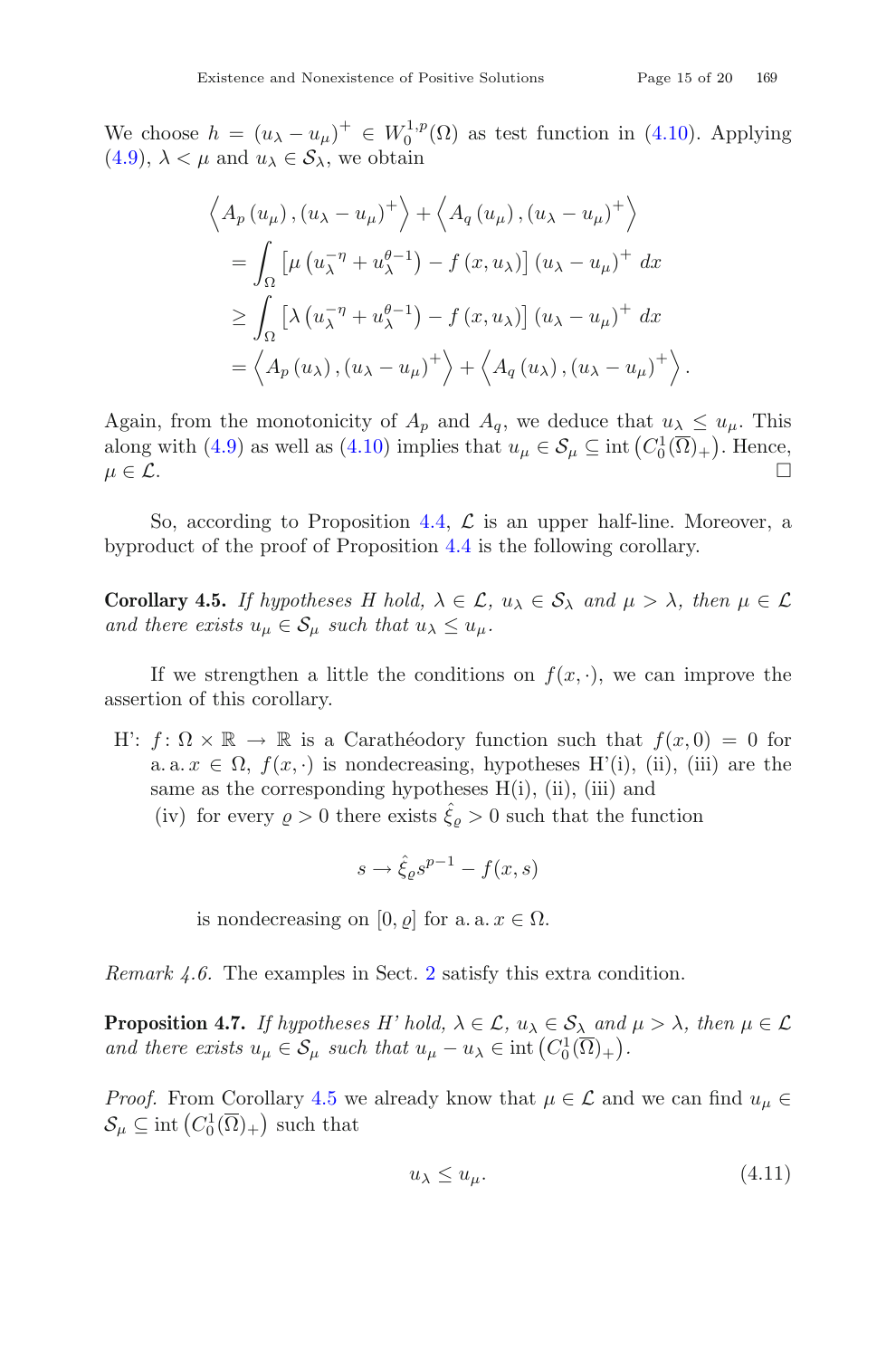We choose $h = (u_\lambda - u_\mu)^+ \in W_0^{1,p}(\Omega)$ as test function in (4.10). Applying (4.9), $\lambda < \mu$ and $u_\lambda \in \mathcal{S}_\lambda$, we obtain

$$
\begin{aligned}
&\left\langle A_p\left(u_\mu\right), \left(u_\lambda - u_\mu\right)^+\right\rangle + \left\langle A_q\left(u_\mu\right), \left(u_\lambda - u_\mu\right)^+\right\rangle \\
&\quad = \int_\Omega \left[\mu\left(u_\lambda^{-\eta} + u_\lambda^{\theta-1}\right) - f\left(x, u_\lambda\right)\right]\left(u_\lambda - u_\mu\right)^+ dx \\
&\quad \geq \int_\Omega \left[\lambda\left(u_\lambda^{-\eta} + u_\lambda^{\theta-1}\right) - f\left(x, u_\lambda\right)\right]\left(u_\lambda - u_\mu\right)^+ dx \\
&\quad = \left\langle A_p\left(u_\lambda\right), \left(u_\lambda - u_\mu\right)^+\right\rangle + \left\langle A_q\left(u_\lambda\right), \left(u_\lambda - u_\mu\right)^+\right\rangle.
\end{aligned}
$$

Again, from the monotonicity of $A_p$ and $A_q$, we deduce that $u_\lambda \leq u_\mu$. This along with (4.9) as well as (4.10) implies that $u_\mu \in \mathcal{S}_\mu \subseteq \operatorname{int}\left(C_0^1(\overline{\Omega})_+\right)$. Hence, $\mu \in \mathcal{L}$. □

So, according to Proposition 4.4, $\mathcal{L}$ is an upper half-line. Moreover, a byproduct of the proof of Proposition 4.4 is the following corollary.

**Corollary 4.5.** *If hypotheses H hold, $\lambda \in \mathcal{L}$, $u_\lambda \in \mathcal{S}_\lambda$ and $\mu > \lambda$, then $\mu \in \mathcal{L}$ and there exists $u_\mu \in \mathcal{S}_\mu$ such that $u_\lambda \leq u_\mu$.*

If we strengthen a little the conditions on $f(x,\cdot)$, we can improve the assertion of this corollary.

H': $f\colon \Omega \times \mathbb{R} \to \mathbb{R}$ is a Carathéodory function such that $f(x,0) = 0$ for a. a. $x \in \Omega$, $f(x,\cdot)$ is nondecreasing, hypotheses H'(i), (ii), (iii) are the same as the corresponding hypotheses H(i), (ii), (iii) and

(iv) for every $\varrho > 0$ there exists $\hat{\xi}_\varrho > 0$ such that the function

$$
s \to \hat{\xi}_\varrho s^{p-1} - f(x,s)
$$

is nondecreasing on $[0,\varrho]$ for a. a. $x \in \Omega$.

*Remark 4.6.* The examples in Sect. 2 satisfy this extra condition.

**Proposition 4.7.** *If hypotheses H' hold, $\lambda \in \mathcal{L}$, $u_\lambda \in \mathcal{S}_\lambda$ and $\mu > \lambda$, then $\mu \in \mathcal{L}$ and there exists $u_\mu \in \mathcal{S}_\mu$ such that $u_\mu - u_\lambda \in \operatorname{int}\left(C_0^1(\overline{\Omega})_+\right)$.*

*Proof.* From Corollary 4.5 we already know that $\mu \in \mathcal{L}$ and we can find $u_\mu \in \mathcal{S}_\mu \subseteq \operatorname{int}\left(C_0^1(\overline{\Omega})_+\right)$ such that

$$
u_\lambda \leq u_\mu. \tag{4.11}
$$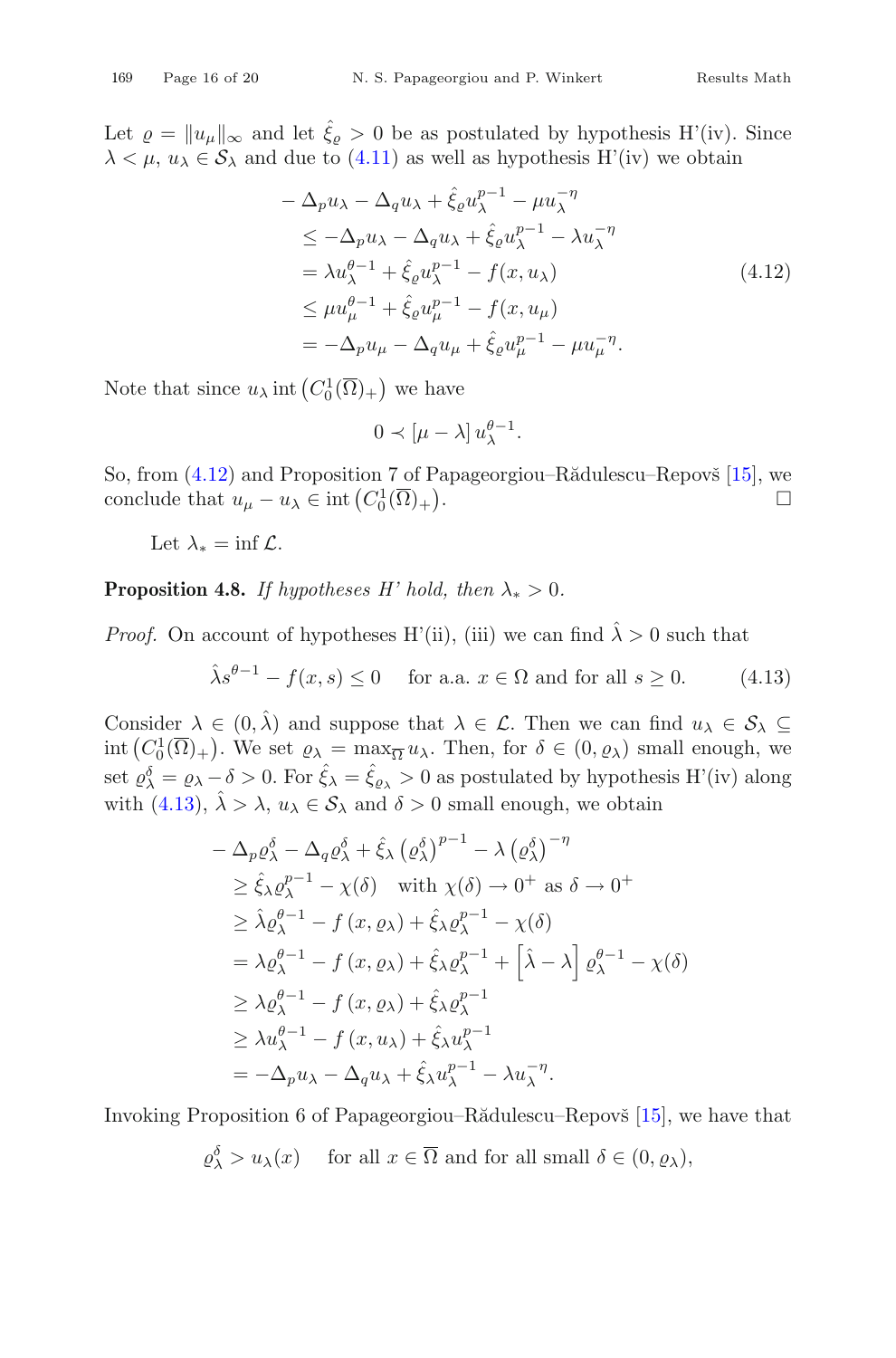Let $\varrho = \|u_\mu\|_\infty$ and let $\hat{\xi}_\varrho > 0$ be as postulated by hypothesis H'(iv). Since $\lambda < \mu$, $u_\lambda \in \mathcal{S}_\lambda$ and due to (4.11) as well as hypothesis H'(iv) we obtain

$$
\begin{aligned}
& -\Delta_p u_\lambda - \Delta_q u_\lambda + \hat{\xi}_\varrho u_\lambda^{p-1} - \mu u_\lambda^{-\eta} \\
& \quad \leq -\Delta_p u_\lambda - \Delta_q u_\lambda + \hat{\xi}_\varrho u_\lambda^{p-1} - \lambda u_\lambda^{-\eta} \\
& \quad = \lambda u_\lambda^{\theta-1} + \hat{\xi}_\varrho u_\lambda^{p-1} - f(x, u_\lambda) \\
& \quad \leq \mu u_\mu^{\theta-1} + \hat{\xi}_\varrho u_\mu^{p-1} - f(x, u_\mu) \\
& \quad = -\Delta_p u_\mu - \Delta_q u_\mu + \hat{\xi}_\varrho u_\mu^{p-1} - \mu u_\mu^{-\eta}.
\end{aligned} \tag{4.12}
$$

Note that since $u_\lambda \operatorname{int}\left(C_0^1(\overline{\Omega})_+\right)$ we have

$$
0 \prec [\mu - \lambda]\, u_\lambda^{\theta-1}.
$$

So, from (4.12) and Proposition 7 of Papageorgiou–Rădulescu–Repovš [15], we conclude that $u_\mu - u_\lambda \in \operatorname{int}\left(C_0^1(\overline{\Omega})_+\right)$. □

Let $\lambda_* = \inf \mathcal{L}$.

**Proposition 4.8.** *If hypotheses H' hold, then $\lambda_* > 0$.*

*Proof.* On account of hypotheses H'(ii), (iii) we can find $\hat{\lambda} > 0$ such that

$$
\hat{\lambda} s^{\theta-1} - f(x, s) \leq 0 \quad \text{for a.a. } x \in \Omega \text{ and for all } s \geq 0. \tag{4.13}
$$

Consider $\lambda \in (0, \hat{\lambda})$ and suppose that $\lambda \in \mathcal{L}$. Then we can find $u_\lambda \in \mathcal{S}_\lambda \subseteq \operatorname{int}\left(C_0^1(\overline{\Omega})_+\right)$. We set $\varrho_\lambda = \max_{\overline{\Omega}} u_\lambda$. Then, for $\delta \in (0, \varrho_\lambda)$ small enough, we set $\varrho_\lambda^\delta = \varrho_\lambda - \delta > 0$. For $\hat{\xi}_\lambda = \hat{\xi}_{\varrho_\lambda} > 0$ as postulated by hypothesis H'(iv) along with (4.13), $\hat{\lambda} > \lambda$, $u_\lambda \in \mathcal{S}_\lambda$ and $\delta > 0$ small enough, we obtain

$$
\begin{aligned}
& -\Delta_p \varrho_\lambda^\delta - \Delta_q \varrho_\lambda^\delta + \hat{\xi}_\lambda \left(\varrho_\lambda^\delta\right)^{p-1} - \lambda \left(\varrho_\lambda^\delta\right)^{-\eta} \\
& \quad \geq \hat{\xi}_\lambda \varrho_\lambda^{p-1} - \chi(\delta) \quad \text{with } \chi(\delta) \to 0^+ \text{ as } \delta \to 0^+ \\
& \quad \geq \hat{\lambda} \varrho_\lambda^{\theta-1} - f\left(x, \varrho_\lambda\right) + \hat{\xi}_\lambda \varrho_\lambda^{p-1} - \chi(\delta) \\
& \quad = \lambda \varrho_\lambda^{\theta-1} - f\left(x, \varrho_\lambda\right) + \hat{\xi}_\lambda \varrho_\lambda^{p-1} + \left[\hat{\lambda} - \lambda\right] \varrho_\lambda^{\theta-1} - \chi(\delta) \\
& \quad \geq \lambda \varrho_\lambda^{\theta-1} - f\left(x, \varrho_\lambda\right) + \hat{\xi}_\lambda \varrho_\lambda^{p-1} \\
& \quad \geq \lambda u_\lambda^{\theta-1} - f\left(x, u_\lambda\right) + \hat{\xi}_\lambda u_\lambda^{p-1} \\
& \quad = -\Delta_p u_\lambda - \Delta_q u_\lambda + \hat{\xi}_\lambda u_\lambda^{p-1} - \lambda u_\lambda^{-\eta}.
\end{aligned}
$$

Invoking Proposition 6 of Papageorgiou–Rădulescu–Repovš [15], we have that

$$
\varrho_\lambda^\delta > u_\lambda(x) \quad \text{for all } x \in \overline{\Omega} \text{ and for all small } \delta \in (0, \varrho_\lambda),
$$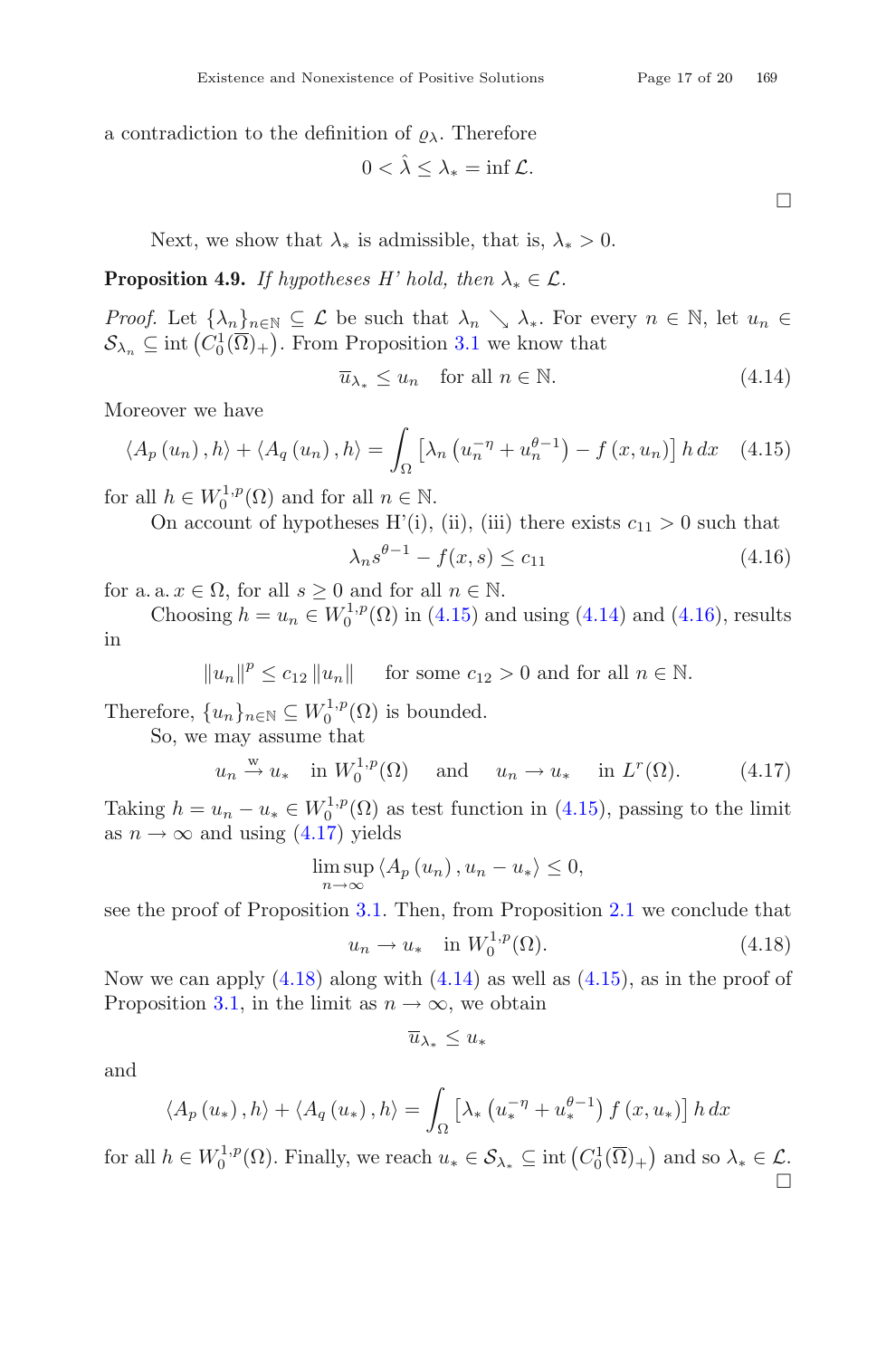a contradiction to the definition of $\varrho_\lambda$. Therefore

$$0 < \hat{\lambda} \leq \lambda_* = \inf \mathcal{L}.$$

$\square$

Next, we show that $\lambda_*$ is admissible, that is, $\lambda_* > 0$.

**Proposition 4.9.** *If hypotheses H' hold, then* $\lambda_* \in \mathcal{L}$.

*Proof.* Let $\{\lambda_n\}_{n\in\mathbb{N}} \subseteq \mathcal{L}$ be such that $\lambda_n \searrow \lambda_*$. For every $n \in \mathbb{N}$, let $u_n \in \mathcal{S}_{\lambda_n} \subseteq \operatorname{int}\left(C_0^1(\overline{\Omega})_+\right)$. From Proposition 3.1 we know that

$$\overline{u}_{\lambda_*} \leq u_n \quad \text{for all } n \in \mathbb{N}. \tag{4.14}$$

Moreover we have

$$\langle A_p(u_n), h\rangle + \langle A_q(u_n), h\rangle = \int_\Omega \left[\lambda_n\left(u_n^{-\eta} + u_n^{\theta-1}\right) - f(x, u_n)\right] h\, dx \tag{4.15}$$

for all $h \in W_0^{1,p}(\Omega)$ and for all $n \in \mathbb{N}$.

On account of hypotheses H'(i), (ii), (iii) there exists $c_{11} > 0$ such that

$$\lambda_n s^{\theta-1} - f(x, s) \leq c_{11} \tag{4.16}$$

for a. a. $x \in \Omega$, for all $s \geq 0$ and for all $n \in \mathbb{N}$.

Choosing $h = u_n \in W_0^{1,p}(\Omega)$ in (4.15) and using (4.14) and (4.16), results in

$$\|u_n\|^p \leq c_{12}\|u_n\| \qquad \text{for some } c_{12} > 0 \text{ and for all } n \in \mathbb{N}.$$

Therefore, $\{u_n\}_{n\in\mathbb{N}} \subseteq W_0^{1,p}(\Omega)$ is bounded.

So, we may assume that

$$u_n \xrightarrow{\text{w}} u_* \quad \text{in } W_0^{1,p}(\Omega) \quad \text{and} \quad u_n \to u_* \quad \text{in } L^r(\Omega). \tag{4.17}$$

Taking $h = u_n - u_* \in W_0^{1,p}(\Omega)$ as test function in (4.15), passing to the limit as $n \to \infty$ and using (4.17) yields

$$\limsup_{n\to\infty} \langle A_p(u_n), u_n - u_*\rangle \leq 0,$$

see the proof of Proposition 3.1. Then, from Proposition 2.1 we conclude that

$$u_n \to u_* \quad \text{in } W_0^{1,p}(\Omega). \tag{4.18}$$

Now we can apply (4.18) along with (4.14) as well as (4.15), as in the proof of Proposition 3.1, in the limit as $n \to \infty$, we obtain

$$\overline{u}_{\lambda_*} \leq u_*$$

and

$$\langle A_p(u_*), h\rangle + \langle A_q(u_*), h\rangle = \int_\Omega \left[\lambda_*\left(u_*^{-\eta} + u_*^{\theta-1}\right) f(x, u_*)\right] h\, dx$$

for all $h \in W_0^{1,p}(\Omega)$. Finally, we reach $u_* \in \mathcal{S}_{\lambda_*} \subseteq \operatorname{int}\left(C_0^1(\overline{\Omega})_+\right)$ and so $\lambda_* \in \mathcal{L}$.

$\square$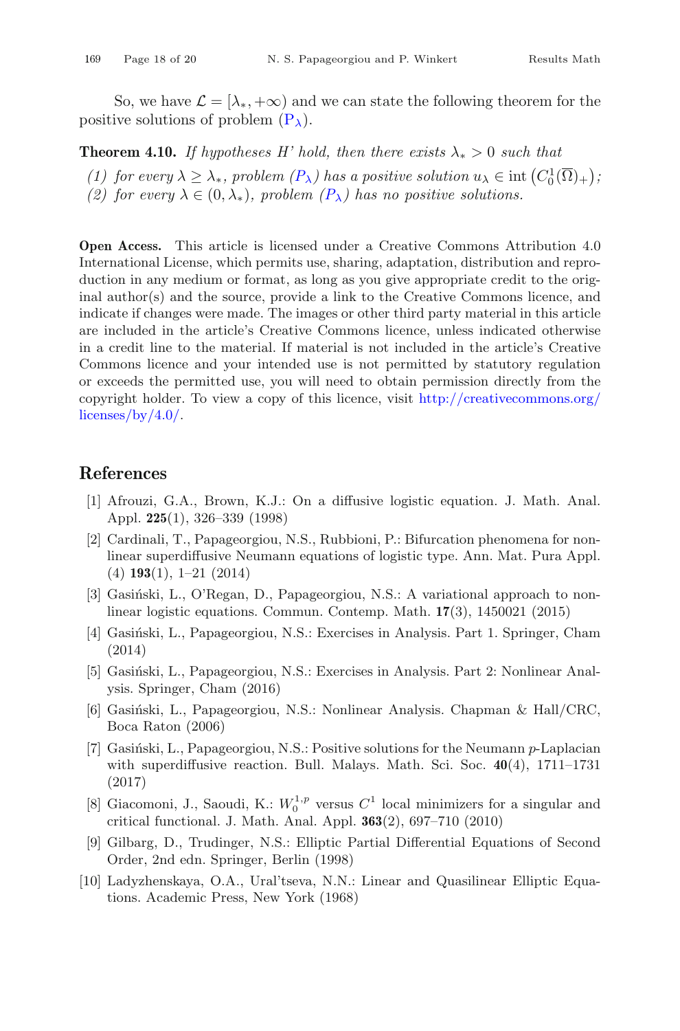So, we have $\mathcal{L} = [\lambda_*, +\infty)$ and we can state the following theorem for the positive solutions of problem ($P_\lambda$).

**Theorem 4.10.** *If hypotheses H' hold, then there exists $\lambda_* > 0$ such that*

*(1) for every $\lambda \geq \lambda_*$, problem ($P_\lambda$) has a positive solution $u_\lambda \in \operatorname{int}\left(C_0^1(\overline{\Omega})_+\right)$;*
*(2) for every $\lambda \in (0, \lambda_*)$, problem ($P_\lambda$) has no positive solutions.*

**Open Access.** This article is licensed under a Creative Commons Attribution 4.0 International License, which permits use, sharing, adaptation, distribution and reproduction in any medium or format, as long as you give appropriate credit to the original author(s) and the source, provide a link to the Creative Commons licence, and indicate if changes were made. The images or other third party material in this article are included in the article's Creative Commons licence, unless indicated otherwise in a credit line to the material. If material is not included in the article's Creative Commons licence and your intended use is not permitted by statutory regulation or exceeds the permitted use, you will need to obtain permission directly from the copyright holder. To view a copy of this licence, visit http://creativecommons.org/licenses/by/4.0/.

## References

[1] Afrouzi, G.A., Brown, K.J.: On a diffusive logistic equation. J. Math. Anal. Appl. **225**(1), 326–339 (1998)

[2] Cardinali, T., Papageorgiou, N.S., Rubbioni, P.: Bifurcation phenomena for nonlinear superdiffusive Neumann equations of logistic type. Ann. Mat. Pura Appl. (4) **193**(1), 1–21 (2014)

[3] Gasiński, L., O'Regan, D., Papageorgiou, N.S.: A variational approach to nonlinear logistic equations. Commun. Contemp. Math. **17**(3), 1450021 (2015)

[4] Gasiński, L., Papageorgiou, N.S.: Exercises in Analysis. Part 1. Springer, Cham (2014)

[5] Gasiński, L., Papageorgiou, N.S.: Exercises in Analysis. Part 2: Nonlinear Analysis. Springer, Cham (2016)

[6] Gasiński, L., Papageorgiou, N.S.: Nonlinear Analysis. Chapman & Hall/CRC, Boca Raton (2006)

[7] Gasiński, L., Papageorgiou, N.S.: Positive solutions for the Neumann $p$-Laplacian with superdiffusive reaction. Bull. Malays. Math. Sci. Soc. **40**(4), 1711–1731 (2017)

[8] Giacomoni, J., Saoudi, K.: $W_0^{1,p}$ versus $C^1$ local minimizers for a singular and critical functional. J. Math. Anal. Appl. **363**(2), 697–710 (2010)

[9] Gilbarg, D., Trudinger, N.S.: Elliptic Partial Differential Equations of Second Order, 2nd edn. Springer, Berlin (1998)

[10] Ladyzhenskaya, O.A., Ural'tseva, N.N.: Linear and Quasilinear Elliptic Equations. Academic Press, New York (1968)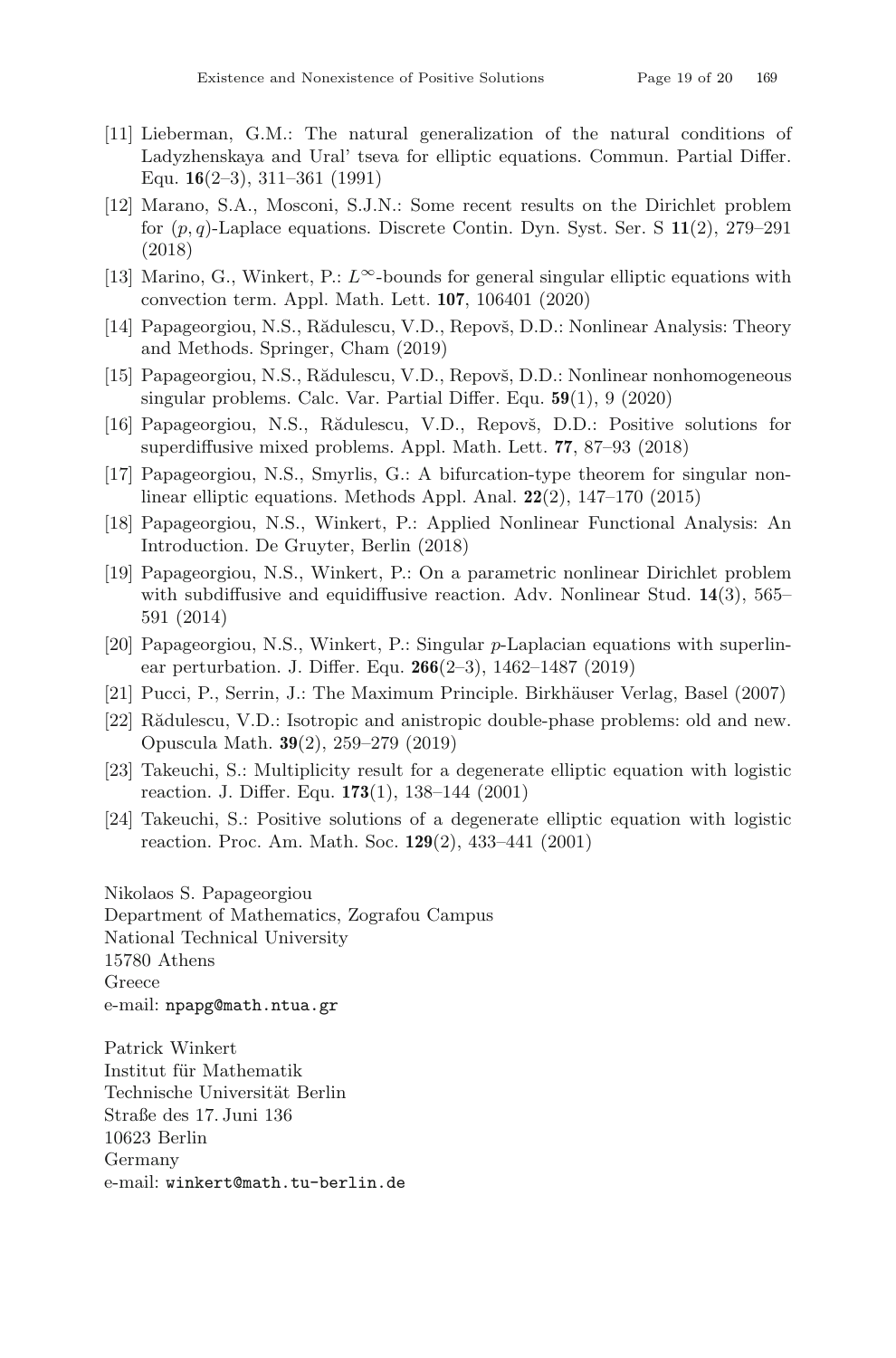[11] Lieberman, G.M.: The natural generalization of the natural conditions of Ladyzhenskaya and Ural' tseva for elliptic equations. Commun. Partial Differ. Equ. **16**(2–3), 311–361 (1991)

[12] Marano, S.A., Mosconi, S.J.N.: Some recent results on the Dirichlet problem for $(p, q)$-Laplace equations. Discrete Contin. Dyn. Syst. Ser. S **11**(2), 279–291 (2018)

[13] Marino, G., Winkert, P.: $L^\infty$-bounds for general singular elliptic equations with convection term. Appl. Math. Lett. **107**, 106401 (2020)

[14] Papageorgiou, N.S., Rădulescu, V.D., Repovš, D.D.: Nonlinear Analysis: Theory and Methods. Springer, Cham (2019)

[15] Papageorgiou, N.S., Rădulescu, V.D., Repovš, D.D.: Nonlinear nonhomogeneous singular problems. Calc. Var. Partial Differ. Equ. **59**(1), 9 (2020)

[16] Papageorgiou, N.S., Rădulescu, V.D., Repovš, D.D.: Positive solutions for superdiffusive mixed problems. Appl. Math. Lett. **77**, 87–93 (2018)

[17] Papageorgiou, N.S., Smyrlis, G.: A bifurcation-type theorem for singular nonlinear elliptic equations. Methods Appl. Anal. **22**(2), 147–170 (2015)

[18] Papageorgiou, N.S., Winkert, P.: Applied Nonlinear Functional Analysis: An Introduction. De Gruyter, Berlin (2018)

[19] Papageorgiou, N.S., Winkert, P.: On a parametric nonlinear Dirichlet problem with subdiffusive and equidiffusive reaction. Adv. Nonlinear Stud. **14**(3), 565–591 (2014)

[20] Papageorgiou, N.S., Winkert, P.: Singular $p$-Laplacian equations with superlinear perturbation. J. Differ. Equ. **266**(2–3), 1462–1487 (2019)

[21] Pucci, P., Serrin, J.: The Maximum Principle. Birkhäuser Verlag, Basel (2007)

[22] Rădulescu, V.D.: Isotropic and anistropic double-phase problems: old and new. Opuscula Math. **39**(2), 259–279 (2019)

[23] Takeuchi, S.: Multiplicity result for a degenerate elliptic equation with logistic reaction. J. Differ. Equ. **173**(1), 138–144 (2001)

[24] Takeuchi, S.: Positive solutions of a degenerate elliptic equation with logistic reaction. Proc. Am. Math. Soc. **129**(2), 433–441 (2001)

Nikolaos S. Papageorgiou
Department of Mathematics, Zografou Campus
National Technical University
15780 Athens
Greece
e-mail: npapg@math.ntua.gr

Patrick Winkert
Institut für Mathematik
Technische Universität Berlin
Straße des 17. Juni 136
10623 Berlin
Germany
e-mail: winkert@math.tu-berlin.de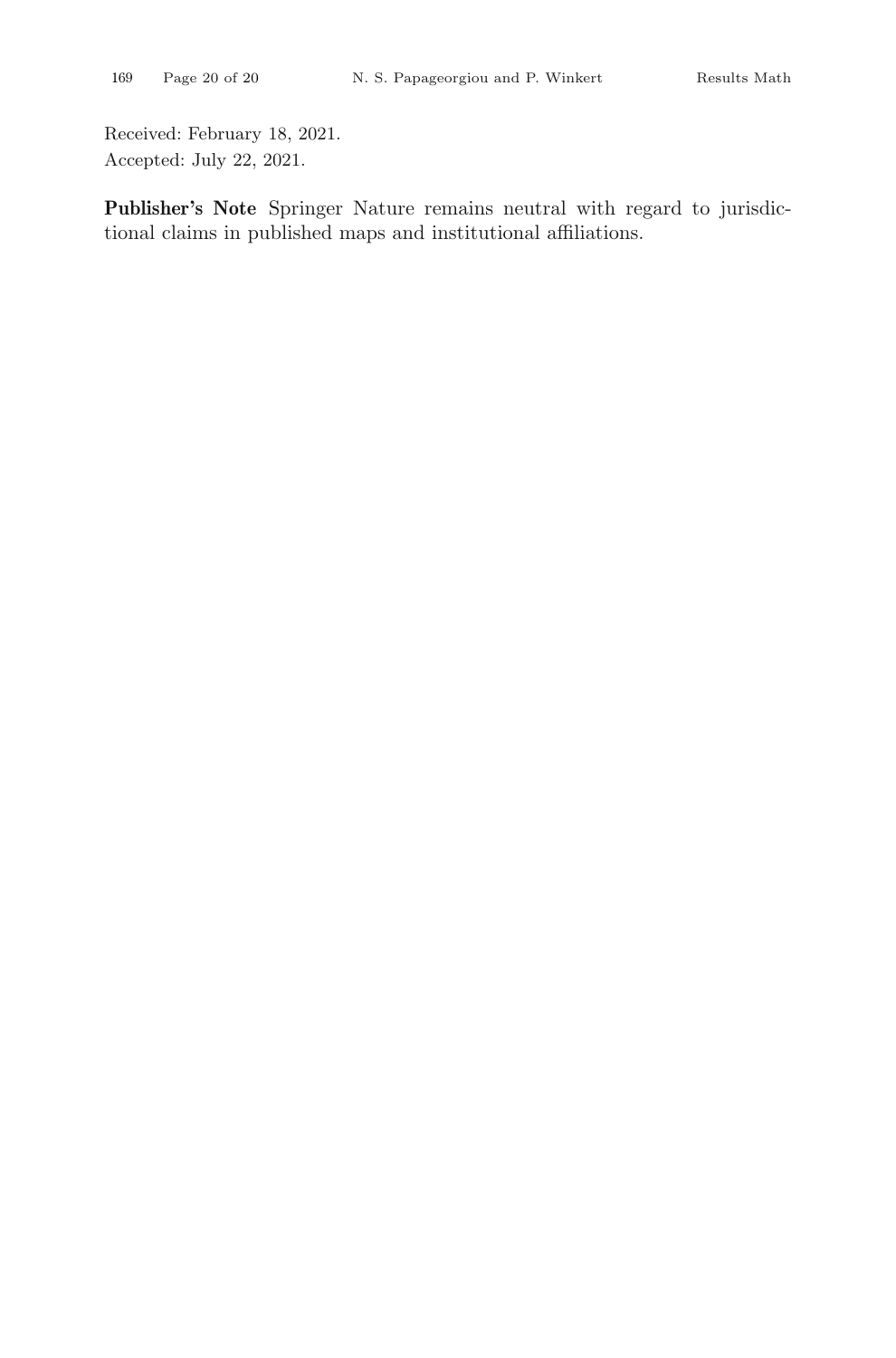Received: February 18, 2021.
Accepted: July 22, 2021.

**Publisher's Note** Springer Nature remains neutral with regard to jurisdictional claims in published maps and institutional affiliations.